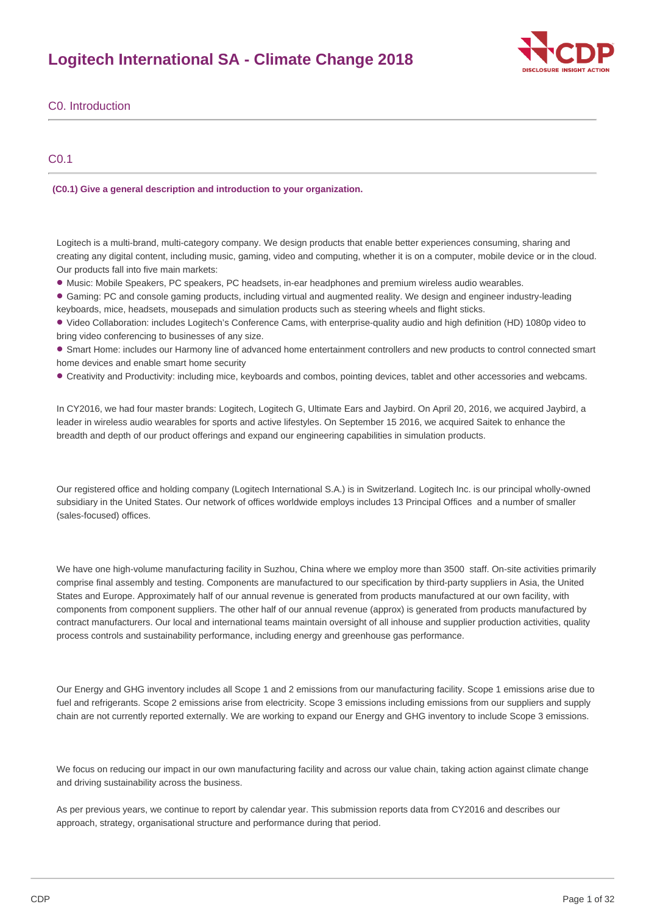# Logitech International SA - Climate Change 2018

## C0. Introduction

### C0.1

**(C0.1) Give a general description and introduction to your organization.**

Logitech is a multi-brand, multi-category company. We design products that enable better experiences consuming, sharing and creating any digital content, including music, gaming, video and computing, whether it is on a computer, mobile device or in the cloud. Our products fall into five main markets:

- Music: Mobile Speakers, PC speakers, PC headsets, in-ear headphones and premium wireless audio wearables.
- Gaming: PC and console gaming products, including virtual and augmented reality. We design and engineer industry-leading keyboards, mice, headsets, mousepads and simulation products such as steering wheels and flight sticks.
- Video Collaboration: includes Logitech's Conference Cams, with enterprise-quality audio and high definition (HD) 1080p video to bring video conferencing to businesses of any size.
- Smart Home: includes our Harmony line of advanced home entertainment controllers and new products to control connected smart home devices and enable smart home security
- Creativity and Productivity: including mice, keyboards and combos, pointing devices, tablet and other accessories and webcams.

In CY2016, we had four master brands: Logitech, Logitech G, Ultimate Ears and Jaybird. On April 20, 2016, we acquired Jaybird, a leader in wireless audio wearables for sports and active lifestyles. On September 15 2016, we acquired Saitek to enhance the breadth and depth of our product offerings and expand our engineering capabilities in simulation products.

Our registered office and holding company (Logitech International S.A.) is in Switzerland. Logitech Inc. is our principal wholly-owned subsidiary in the United States. Our network of offices worldwide employs includes 13 Principal Offices and a number of smaller (sales-focused) offices.

We have one high-volume manufacturing facility in Suzhou, China where we employ more than 3500 staff. On-site activities primarily comprise final assembly and testing. Components are manufactured to our specification by third-party suppliers in Asia, the United States and Europe. Approximately half of our annual revenue is generated from products manufactured at our own facility, with components from component suppliers. The other half of our annual revenue (approx) is generated from products manufactured by contract manufacturers. Our local and international teams maintain oversight of all inhouse and supplier production activities, quality process controls and sustainability performance, including energy and greenhouse gas performance.

Our Energy and GHG inventory includes all Scope 1 and 2 emissions from our manufacturing facility. Scope 1 emissions arise due to fuel and refrigerants. Scope 2 emissions arise from electricity. Scope 3 emissions including emissions from our suppliers and supply chain are not currently reported externally. We are working to expand our Energy and GHG inventory to include Scope 3 emissions.

We focus on reducing our impact in our own manufacturing facility and across our value chain, taking action against climate change and driving sustainability across the business.

As per previous years, we continue to report by calendar year. This submission reports data from CY2016 and describes our approach, strategy, organisational structure and performance during that period.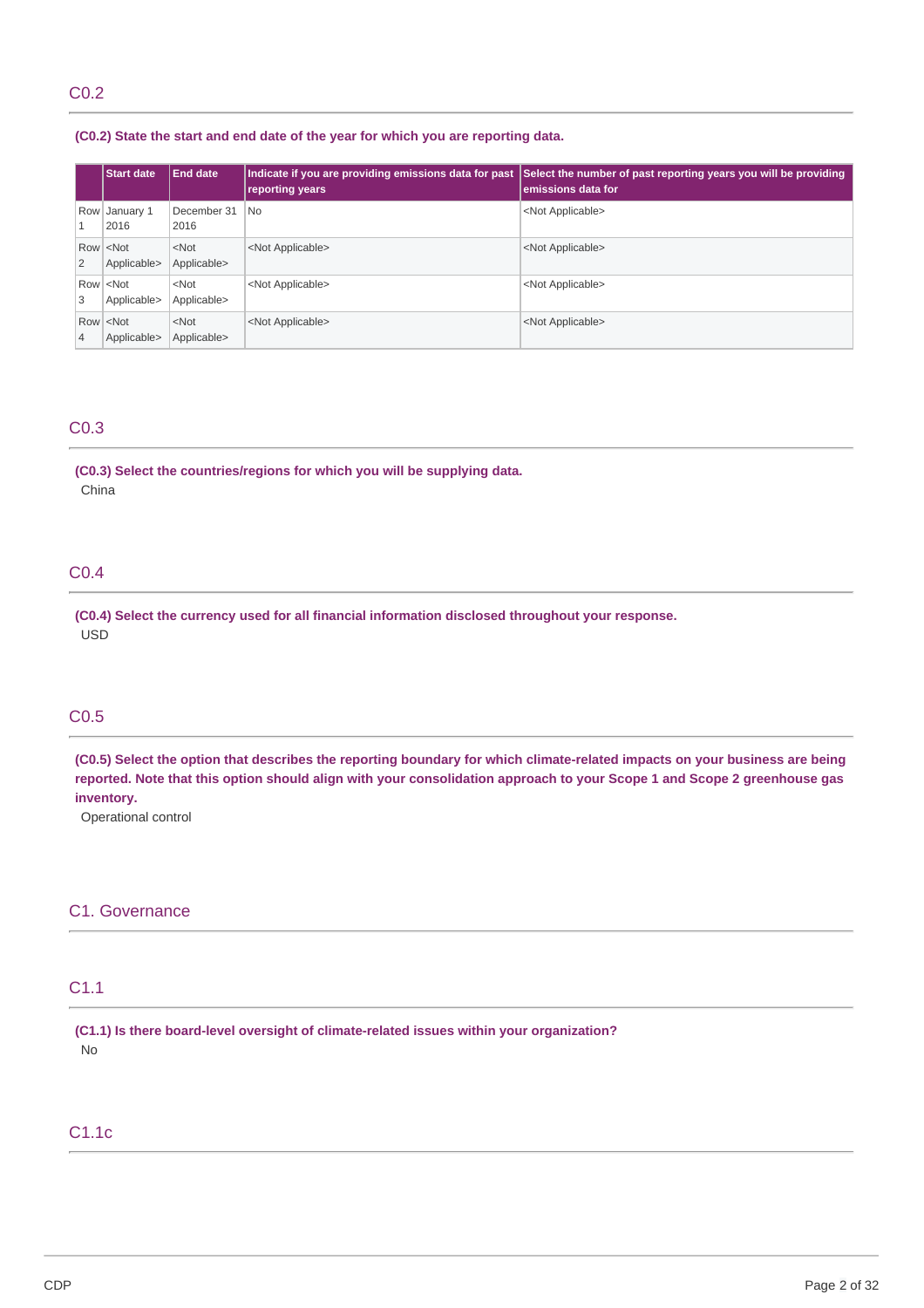## C0.2

**(C0.2) State the start and end date of the year for which you are reporting data.**

| | Start date | End date | Indicate if you are providing emissions data for past reporting years | Select the number of past reporting years you will be providing emissions data for |
|---|---|---|---|---|
| Row 1 | January 1 2016 | December 31 2016 | No | <Not Applicable> |
| Row 2 | <Not Applicable> | <Not Applicable> | <Not Applicable> | <Not Applicable> |
| Row 3 | <Not Applicable> | <Not Applicable> | <Not Applicable> | <Not Applicable> |
| Row 4 | <Not Applicable> | <Not Applicable> | <Not Applicable> | <Not Applicable> |

## C0.3

**(C0.3) Select the countries/regions for which you will be supplying data.**

China

## C0.4

**(C0.4) Select the currency used for all financial information disclosed throughout your response.**

USD

## C0.5

**(C0.5) Select the option that describes the reporting boundary for which climate-related impacts on your business are being reported. Note that this option should align with your consolidation approach to your Scope 1 and Scope 2 greenhouse gas inventory.**

Operational control

# C1. Governance

## C1.1

**(C1.1) Is there board-level oversight of climate-related issues within your organization?**

No

## C1.1c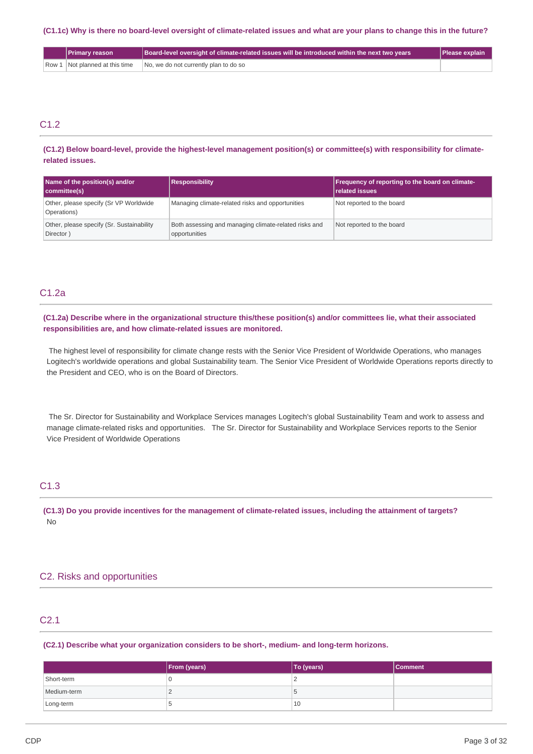**(C1.1c) Why is there no board-level oversight of climate-related issues and what are your plans to change this in the future?**

| | Primary reason | Board-level oversight of climate-related issues will be introduced within the next two years | Please explain |
|---|---|---|---|
| Row 1 | Not planned at this time | No, we do not currently plan to do so | |

## C1.2

**(C1.2) Below board-level, provide the highest-level management position(s) or committee(s) with responsibility for climate-related issues.**

| Name of the position(s) and/or committee(s) | Responsibility | Frequency of reporting to the board on climate-related issues |
|---|---|---|
| Other, please specify (Sr VP Worldwide Operations) | Managing climate-related risks and opportunities | Not reported to the board |
| Other, please specify (Sr. Sustainability Director ) | Both assessing and managing climate-related risks and opportunities | Not reported to the board |

## C1.2a

**(C1.2a) Describe where in the organizational structure this/these position(s) and/or committees lie, what their associated responsibilities are, and how climate-related issues are monitored.**

The highest level of responsibility for climate change rests with the Senior Vice President of Worldwide Operations, who manages Logitech's worldwide operations and global Sustainability team. The Senior Vice President of Worldwide Operations reports directly to the President and CEO, who is on the Board of Directors.

The Sr. Director for Sustainability and Workplace Services manages Logitech's global Sustainability Team and work to assess and manage climate-related risks and opportunities. The Sr. Director for Sustainability and Workplace Services reports to the Senior Vice President of Worldwide Operations

## C1.3

**(C1.3) Do you provide incentives for the management of climate-related issues, including the attainment of targets?**

No

# C2. Risks and opportunities

## C2.1

**(C2.1) Describe what your organization considers to be short-, medium- and long-term horizons.**

| | From (years) | To (years) | Comment |
|---|---|---|---|
| Short-term | 0 | 2 | |
| Medium-term | 2 | 5 | |
| Long-term | 5 | 10 | |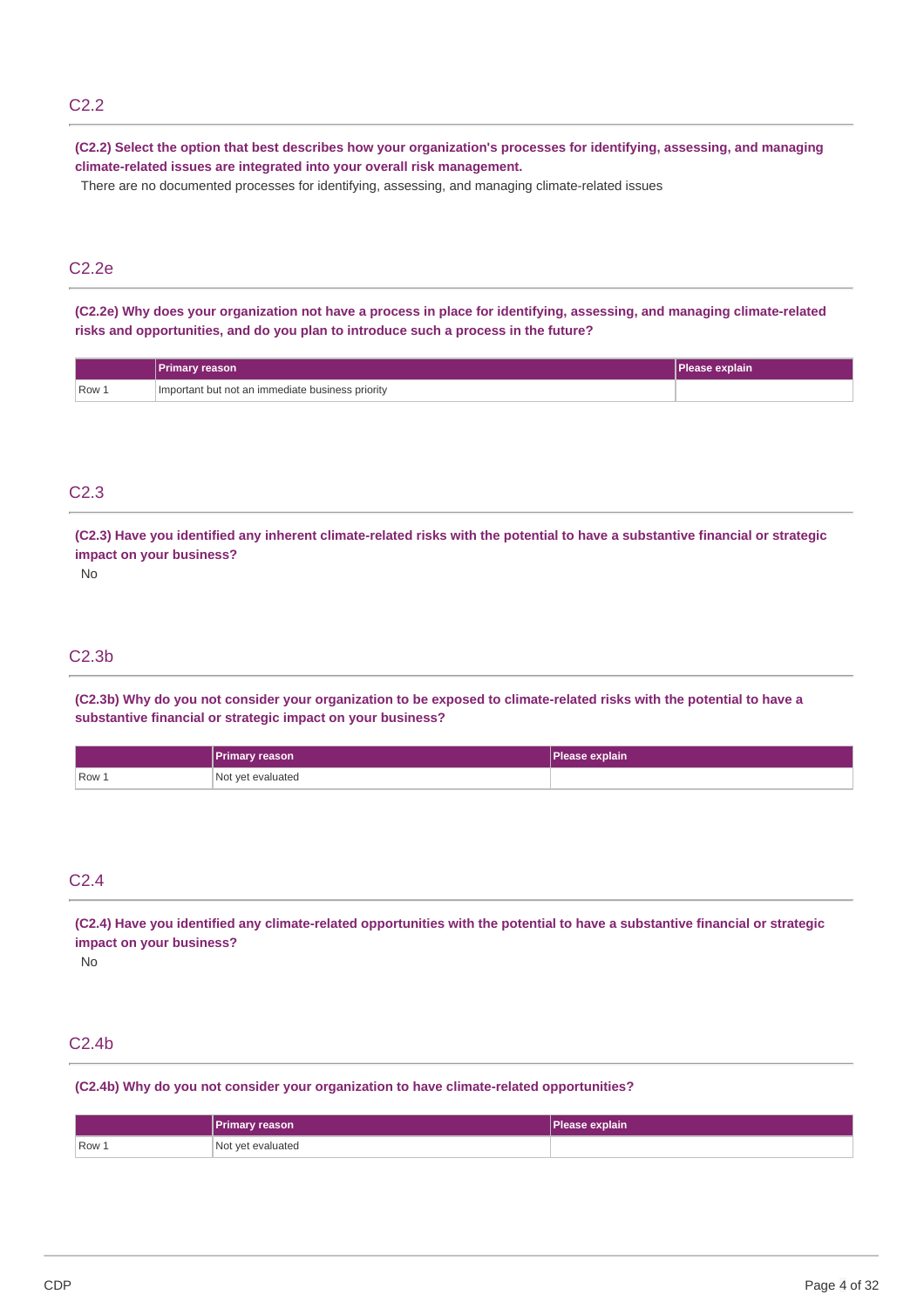## C2.2

**(C2.2) Select the option that best describes how your organization's processes for identifying, assessing, and managing climate-related issues are integrated into your overall risk management.**

There are no documented processes for identifying, assessing, and managing climate-related issues

## C2.2e

**(C2.2e) Why does your organization not have a process in place for identifying, assessing, and managing climate-related risks and opportunities, and do you plan to introduce such a process in the future?**

| | Primary reason | Please explain |
|---|---|---|
| Row 1 | Important but not an immediate business priority | |

## C2.3

**(C2.3) Have you identified any inherent climate-related risks with the potential to have a substantive financial or strategic impact on your business?**

No

## C2.3b

**(C2.3b) Why do you not consider your organization to be exposed to climate-related risks with the potential to have a substantive financial or strategic impact on your business?**

| | Primary reason | Please explain |
|---|---|---|
| Row 1 | Not yet evaluated | |

## C2.4

**(C2.4) Have you identified any climate-related opportunities with the potential to have a substantive financial or strategic impact on your business?**

No

## C2.4b

**(C2.4b) Why do you not consider your organization to have climate-related opportunities?**

| | Primary reason | Please explain |
|---|---|---|
| Row 1 | Not yet evaluated | |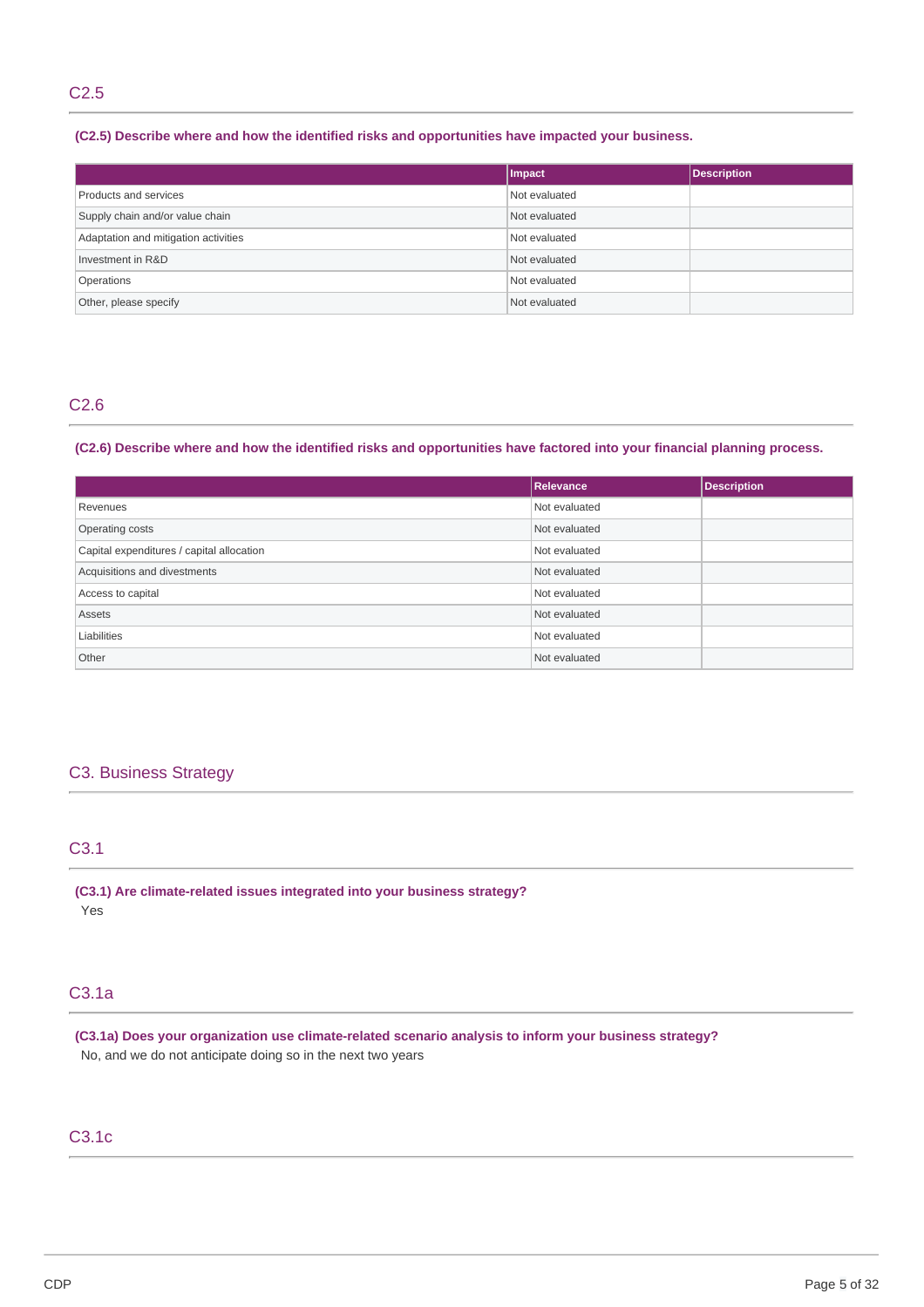## C2.5

**(C2.5) Describe where and how the identified risks and opportunities have impacted your business.**

| | Impact | Description |
|---|---|---|
| Products and services | Not evaluated | |
| Supply chain and/or value chain | Not evaluated | |
| Adaptation and mitigation activities | Not evaluated | |
| Investment in R&D | Not evaluated | |
| Operations | Not evaluated | |
| Other, please specify | Not evaluated | |

## C2.6

**(C2.6) Describe where and how the identified risks and opportunities have factored into your financial planning process.**

| | Relevance | Description |
|---|---|---|
| Revenues | Not evaluated | |
| Operating costs | Not evaluated | |
| Capital expenditures / capital allocation | Not evaluated | |
| Acquisitions and divestments | Not evaluated | |
| Access to capital | Not evaluated | |
| Assets | Not evaluated | |
| Liabilities | Not evaluated | |
| Other | Not evaluated | |

# C3. Business Strategy

## C3.1

**(C3.1) Are climate-related issues integrated into your business strategy?**

Yes

## C3.1a

**(C3.1a) Does your organization use climate-related scenario analysis to inform your business strategy?**

No, and we do not anticipate doing so in the next two years

## C3.1c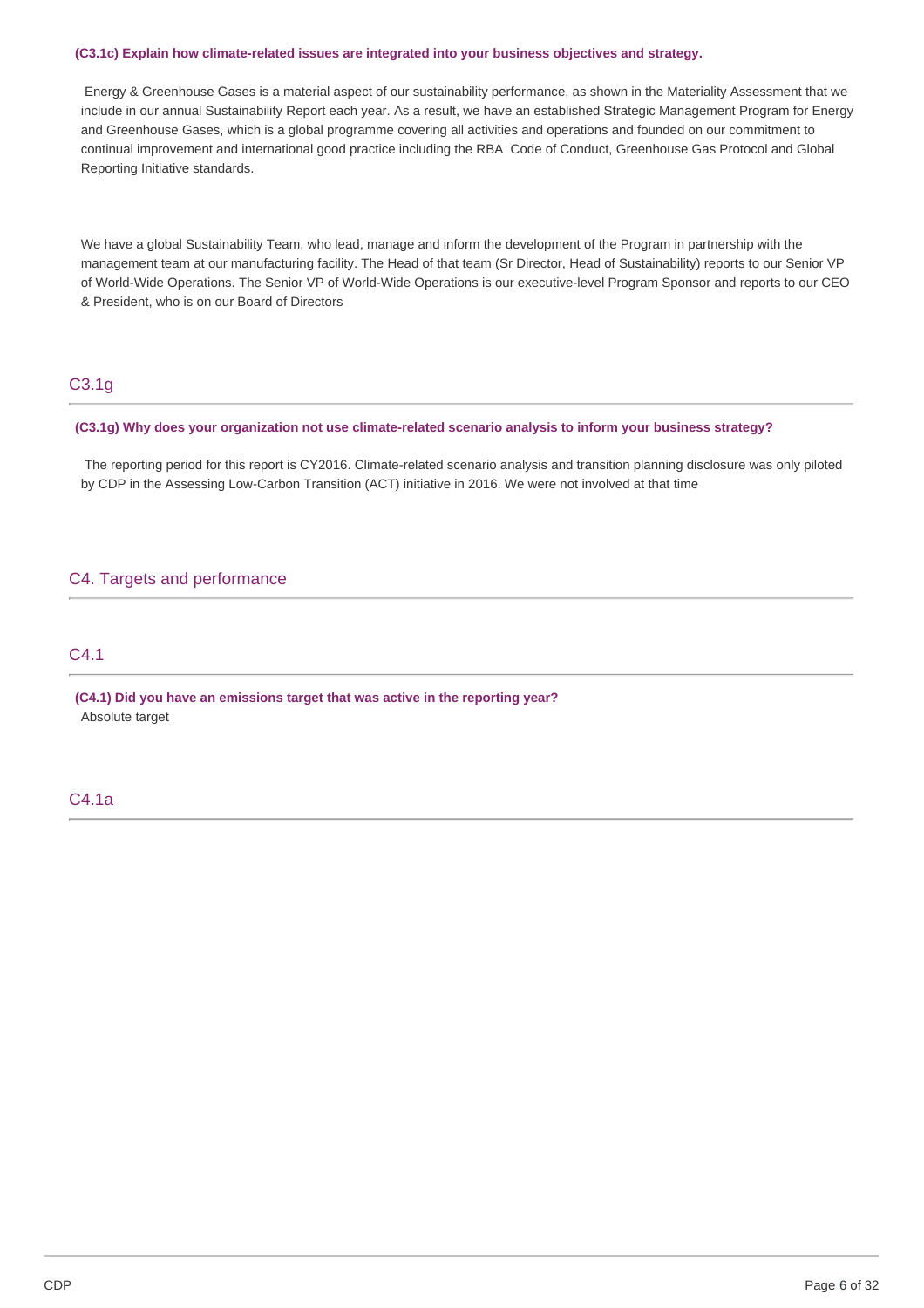**(C3.1c) Explain how climate-related issues are integrated into your business objectives and strategy.**

Energy & Greenhouse Gases is a material aspect of our sustainability performance, as shown in the Materiality Assessment that we include in our annual Sustainability Report each year. As a result, we have an established Strategic Management Program for Energy and Greenhouse Gases, which is a global programme covering all activities and operations and founded on our commitment to continual improvement and international good practice including the RBA Code of Conduct, Greenhouse Gas Protocol and Global Reporting Initiative standards.

We have a global Sustainability Team, who lead, manage and inform the development of the Program in partnership with the management team at our manufacturing facility. The Head of that team (Sr Director, Head of Sustainability) reports to our Senior VP of World-Wide Operations. The Senior VP of World-Wide Operations is our executive-level Program Sponsor and reports to our CEO & President, who is on our Board of Directors

## C3.1g

**(C3.1g) Why does your organization not use climate-related scenario analysis to inform your business strategy?**

The reporting period for this report is CY2016. Climate-related scenario analysis and transition planning disclosure was only piloted by CDP in the Assessing Low-Carbon Transition (ACT) initiative in 2016. We were not involved at that time

# C4. Targets and performance

## C4.1

**(C4.1) Did you have an emissions target that was active in the reporting year?**

Absolute target

## C4.1a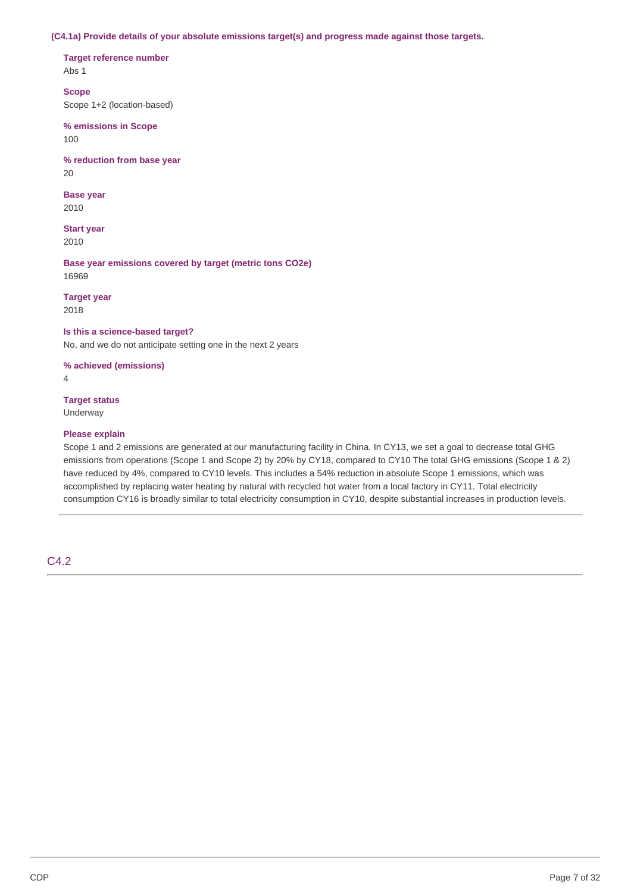**(C4.1a) Provide details of your absolute emissions target(s) and progress made against those targets.**

**Target reference number**
Abs 1

**Scope**
Scope 1+2 (location-based)

**% emissions in Scope**
100

**% reduction from base year**
20

**Base year**
2010

**Start year**
2010

**Base year emissions covered by target (metric tons CO2e)**
16969

**Target year**
2018

**Is this a science-based target?**
No, and we do not anticipate setting one in the next 2 years

**% achieved (emissions)**
4

**Target status**
Underway

**Please explain**
Scope 1 and 2 emissions are generated at our manufacturing facility in China. In CY13, we set a goal to decrease total GHG emissions from operations (Scope 1 and Scope 2) by 20% by CY18, compared to CY10 The total GHG emissions (Scope 1 & 2) have reduced by 4%, compared to CY10 levels. This includes a 54% reduction in absolute Scope 1 emissions, which was accomplished by replacing water heating by natural with recycled hot water from a local factory in CY11. Total electricity consumption CY16 is broadly similar to total electricity consumption in CY10, despite substantial increases in production levels.

## C4.2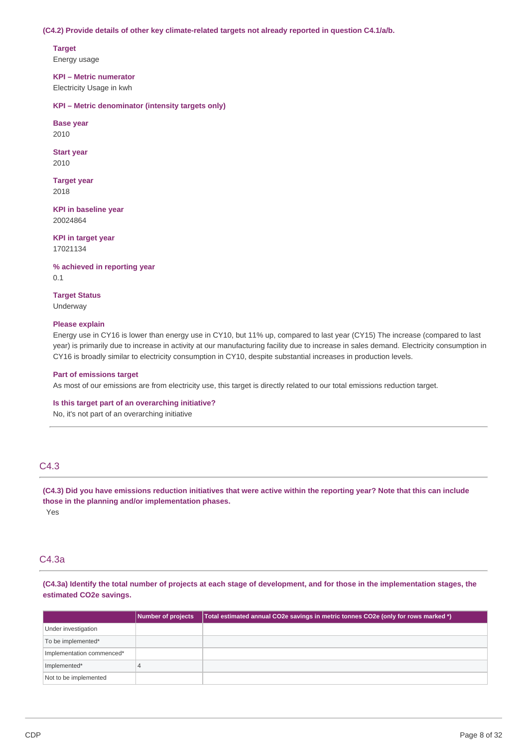**(C4.2) Provide details of other key climate-related targets not already reported in question C4.1/a/b.**

**Target**
Energy usage

**KPI – Metric numerator**
Electricity Usage in kwh

**KPI – Metric denominator (intensity targets only)**

**Base year**
2010

**Start year**
2010

**Target year**
2018

**KPI in baseline year**
20024864

**KPI in target year**
17021134

**% achieved in reporting year**
0.1

**Target Status**
Underway

**Please explain**
Energy use in CY16 is lower than energy use in CY10, but 11% up, compared to last year (CY15) The increase (compared to last year) is primarily due to increase in activity at our manufacturing facility due to increase in sales demand. Electricity consumption in CY16 is broadly similar to electricity consumption in CY10, despite substantial increases in production levels.

**Part of emissions target**
As most of our emissions are from electricity use, this target is directly related to our total emissions reduction target.

**Is this target part of an overarching initiative?**
No, it's not part of an overarching initiative

## C4.3

**(C4.3) Did you have emissions reduction initiatives that were active within the reporting year? Note that this can include those in the planning and/or implementation phases.**

Yes

## C4.3a

**(C4.3a) Identify the total number of projects at each stage of development, and for those in the implementation stages, the estimated CO2e savings.**

| | Number of projects | Total estimated annual CO2e savings in metric tonnes CO2e (only for rows marked *) |
|---|---|---|
| Under investigation | | |
| To be implemented* | | |
| Implementation commenced* | | |
| Implemented* | 4 | |
| Not to be implemented | | |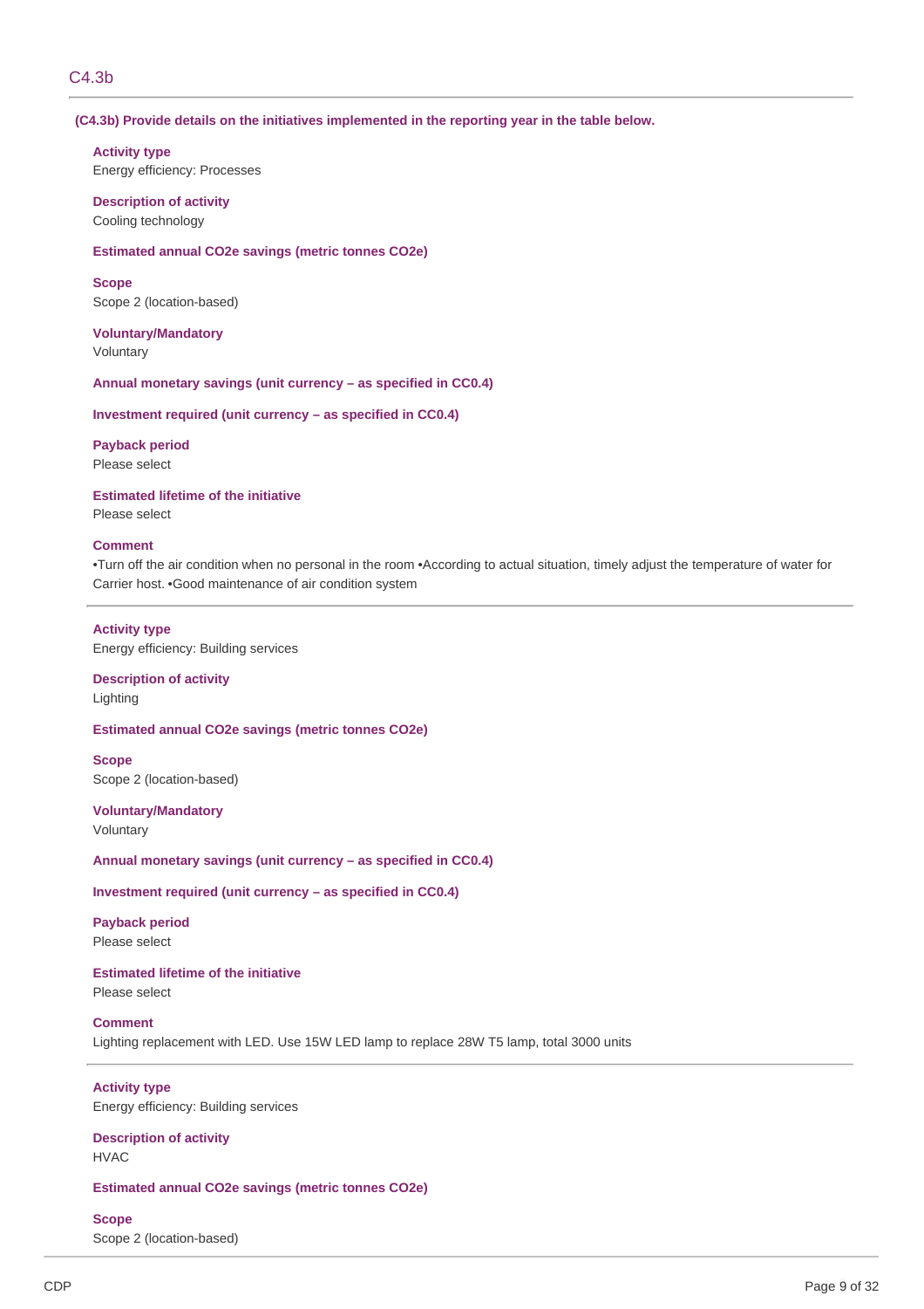## C4.3b

**(C4.3b) Provide details on the initiatives implemented in the reporting year in the table below.**

**Activity type**
Energy efficiency: Processes

**Description of activity**
Cooling technology

**Estimated annual CO2e savings (metric tonnes CO2e)**

**Scope**
Scope 2 (location-based)

**Voluntary/Mandatory**
Voluntary

**Annual monetary savings (unit currency – as specified in CC0.4)**

**Investment required (unit currency – as specified in CC0.4)**

**Payback period**
Please select

**Estimated lifetime of the initiative**
Please select

**Comment**
•Turn off the air condition when no personal in the room •According to actual situation, timely adjust the temperature of water for Carrier host. •Good maintenance of air condition system

---

**Activity type**
Energy efficiency: Building services

**Description of activity**
Lighting

**Estimated annual CO2e savings (metric tonnes CO2e)**

**Scope**
Scope 2 (location-based)

**Voluntary/Mandatory**
Voluntary

**Annual monetary savings (unit currency – as specified in CC0.4)**

**Investment required (unit currency – as specified in CC0.4)**

**Payback period**
Please select

**Estimated lifetime of the initiative**
Please select

**Comment**
Lighting replacement with LED. Use 15W LED lamp to replace 28W T5 lamp, total 3000 units

---

**Activity type**
Energy efficiency: Building services

**Description of activity**
HVAC

**Estimated annual CO2e savings (metric tonnes CO2e)**

**Scope**
Scope 2 (location-based)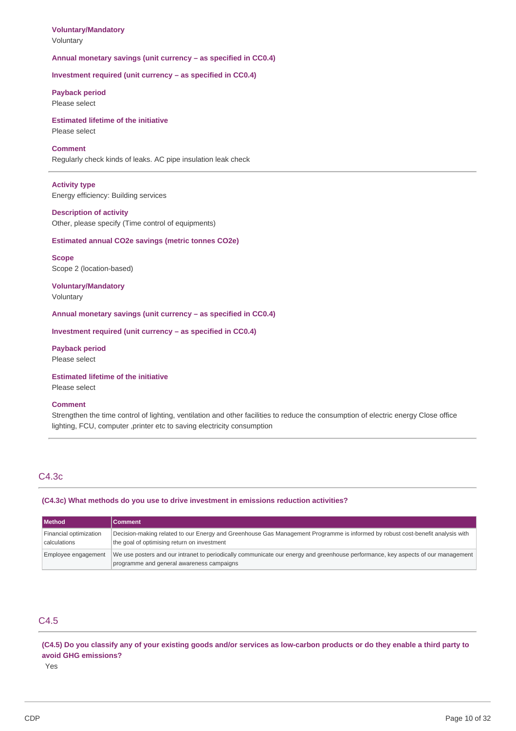**Voluntary/Mandatory**
Voluntary

**Annual monetary savings (unit currency – as specified in CC0.4)**

**Investment required (unit currency – as specified in CC0.4)**

**Payback period**
Please select

**Estimated lifetime of the initiative**
Please select

**Comment**
Regularly check kinds of leaks. AC pipe insulation leak check

---

**Activity type**
Energy efficiency: Building services

**Description of activity**
Other, please specify (Time control of equipments)

**Estimated annual CO2e savings (metric tonnes CO2e)**

**Scope**
Scope 2 (location-based)

**Voluntary/Mandatory**
Voluntary

**Annual monetary savings (unit currency – as specified in CC0.4)**

**Investment required (unit currency – as specified in CC0.4)**

**Payback period**
Please select

**Estimated lifetime of the initiative**
Please select

**Comment**
Strengthen the time control of lighting, ventilation and other facilities to reduce the consumption of electric energy Close office lighting, FCU, computer ,printer etc to saving electricity consumption

---

## C4.3c

**(C4.3c) What methods do you use to drive investment in emissions reduction activities?**

| Method | Comment |
|---|---|
| Financial optimization calculations | Decision-making related to our Energy and Greenhouse Gas Management Programme is informed by robust cost-benefit analysis with the goal of optimising return on investment |
| Employee engagement | We use posters and our intranet to periodically communicate our energy and greenhouse performance, key aspects of our management programme and general awareness campaigns |

## C4.5

**(C4.5) Do you classify any of your existing goods and/or services as low-carbon products or do they enable a third party to avoid GHG emissions?**

Yes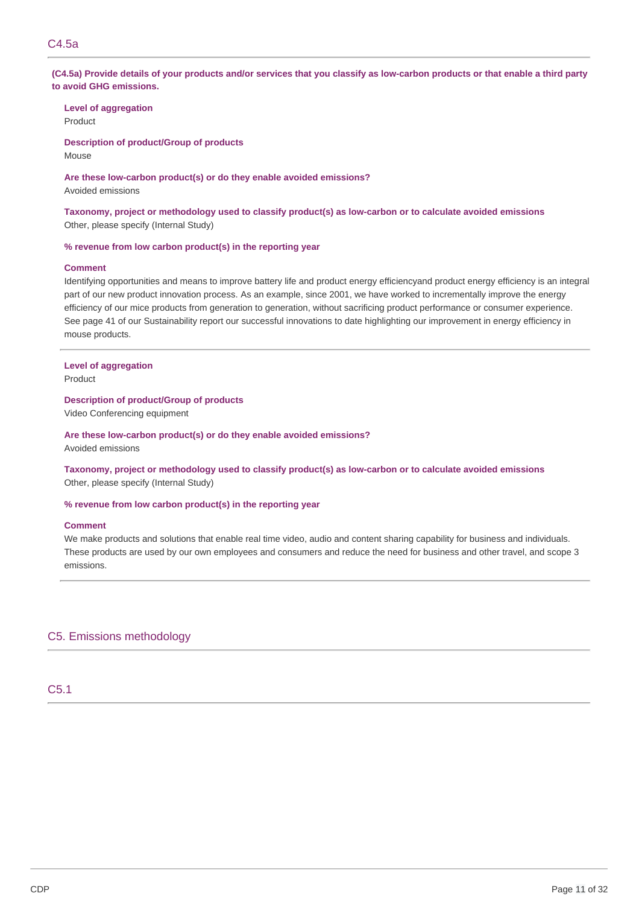## C4.5a

**(C4.5a) Provide details of your products and/or services that you classify as low-carbon products or that enable a third party to avoid GHG emissions.**

**Level of aggregation**
Product

**Description of product/Group of products**
Mouse

**Are these low-carbon product(s) or do they enable avoided emissions?**
Avoided emissions

**Taxonomy, project or methodology used to classify product(s) as low-carbon or to calculate avoided emissions**
Other, please specify (Internal Study)

**% revenue from low carbon product(s) in the reporting year**

**Comment**
Identifying opportunities and means to improve battery life and product energy efficiencyand product energy efficiency is an integral part of our new product innovation process. As an example, since 2001, we have worked to incrementally improve the energy efficiency of our mice products from generation to generation, without sacrificing product performance or consumer experience. See page 41 of our Sustainability report our successful innovations to date highlighting our improvement in energy efficiency in mouse products.

---

**Level of aggregation**
Product

**Description of product/Group of products**
Video Conferencing equipment

**Are these low-carbon product(s) or do they enable avoided emissions?**
Avoided emissions

**Taxonomy, project or methodology used to classify product(s) as low-carbon or to calculate avoided emissions**
Other, please specify (Internal Study)

**% revenue from low carbon product(s) in the reporting year**

**Comment**
We make products and solutions that enable real time video, audio and content sharing capability for business and individuals. These products are used by our own employees and consumers and reduce the need for business and other travel, and scope 3 emissions.

---

# C5. Emissions methodology

## C5.1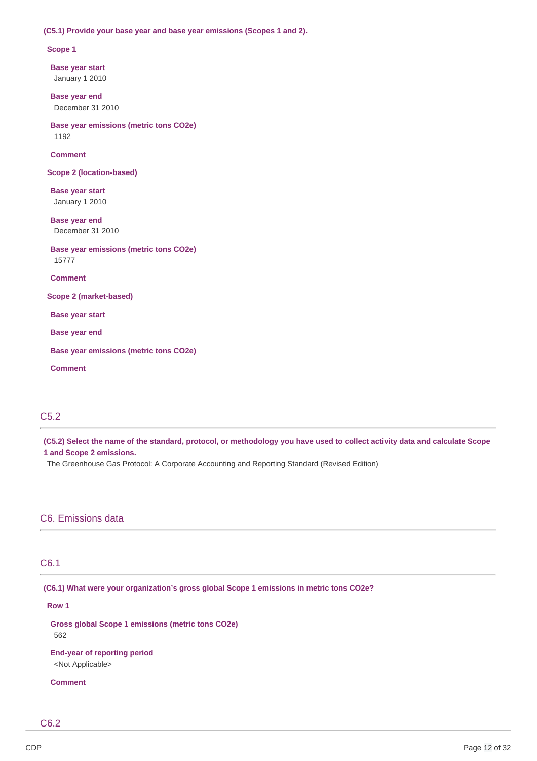**(C5.1) Provide your base year and base year emissions (Scopes 1 and 2).**

**Scope 1**

**Base year start**
January 1 2010

**Base year end**
December 31 2010

**Base year emissions (metric tons CO2e)**
1192

**Comment**

**Scope 2 (location-based)**

**Base year start**
January 1 2010

**Base year end**
December 31 2010

**Base year emissions (metric tons CO2e)**
15777

**Comment**

**Scope 2 (market-based)**

**Base year start**

**Base year end**

**Base year emissions (metric tons CO2e)**

**Comment**

## C5.2

**(C5.2) Select the name of the standard, protocol, or methodology you have used to collect activity data and calculate Scope 1 and Scope 2 emissions.**

The Greenhouse Gas Protocol: A Corporate Accounting and Reporting Standard (Revised Edition)

# C6. Emissions data

## C6.1

**(C6.1) What were your organization's gross global Scope 1 emissions in metric tons CO2e?**

**Row 1**

**Gross global Scope 1 emissions (metric tons CO2e)**
562

**End-year of reporting period**
<Not Applicable>

**Comment**

## C6.2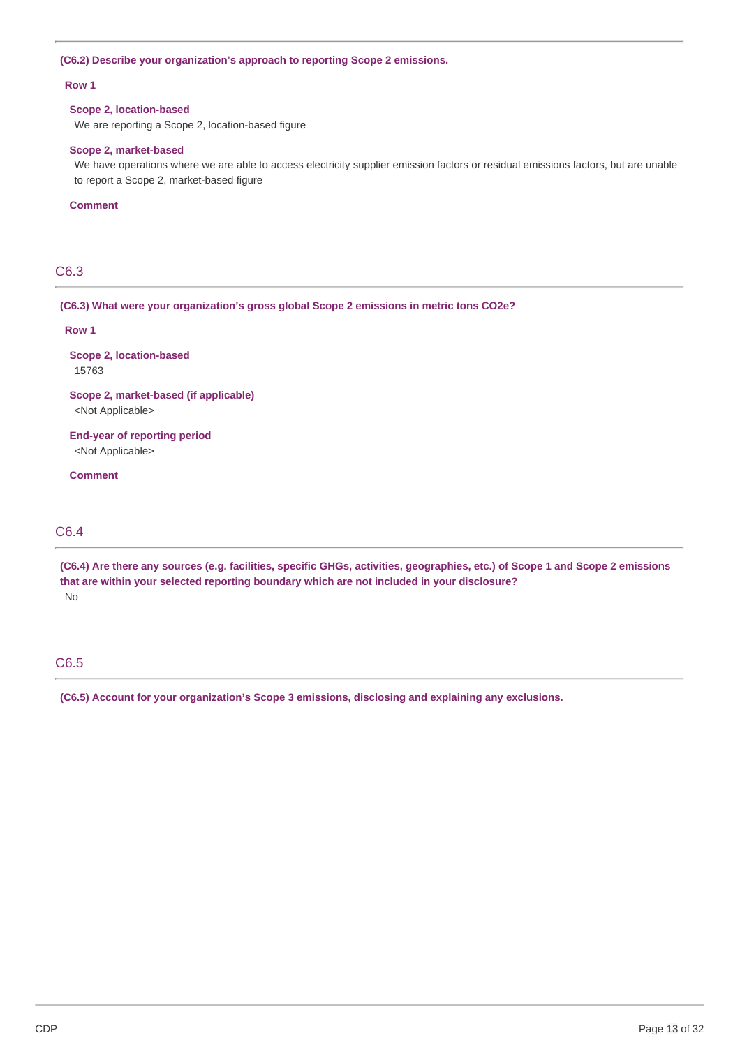**(C6.2) Describe your organization's approach to reporting Scope 2 emissions.**

**Row 1**

**Scope 2, location-based**
We are reporting a Scope 2, location-based figure

**Scope 2, market-based**
We have operations where we are able to access electricity supplier emission factors or residual emissions factors, but are unable to report a Scope 2, market-based figure

**Comment**

## C6.3

**(C6.3) What were your organization's gross global Scope 2 emissions in metric tons CO2e?**

**Row 1**

**Scope 2, location-based**
15763

**Scope 2, market-based (if applicable)**
<Not Applicable>

**End-year of reporting period**
<Not Applicable>

**Comment**

## C6.4

**(C6.4) Are there any sources (e.g. facilities, specific GHGs, activities, geographies, etc.) of Scope 1 and Scope 2 emissions that are within your selected reporting boundary which are not included in your disclosure?**
No

## C6.5

**(C6.5) Account for your organization's Scope 3 emissions, disclosing and explaining any exclusions.**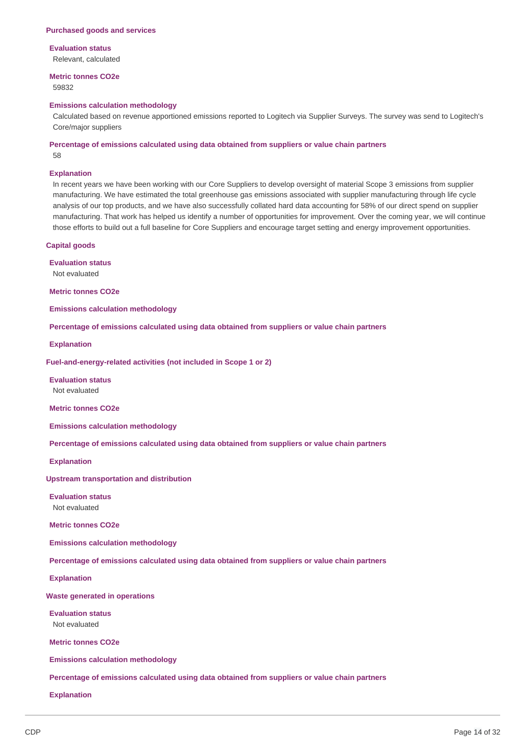**Purchased goods and services**

**Evaluation status**

Relevant, calculated

**Metric tonnes CO2e**

59832

**Emissions calculation methodology**

Calculated based on revenue apportioned emissions reported to Logitech via Supplier Surveys. The survey was send to Logitech's Core/major suppliers

**Percentage of emissions calculated using data obtained from suppliers or value chain partners**

58

**Explanation**

In recent years we have been working with our Core Suppliers to develop oversight of material Scope 3 emissions from supplier manufacturing. We have estimated the total greenhouse gas emissions associated with supplier manufacturing through life cycle analysis of our top products, and we have also successfully collated hard data accounting for 58% of our direct spend on supplier manufacturing. That work has helped us identify a number of opportunities for improvement. Over the coming year, we will continue those efforts to build out a full baseline for Core Suppliers and encourage target setting and energy improvement opportunities.

**Capital goods**

**Evaluation status**

Not evaluated

**Metric tonnes CO2e**

**Emissions calculation methodology**

**Percentage of emissions calculated using data obtained from suppliers or value chain partners**

**Explanation**

**Fuel-and-energy-related activities (not included in Scope 1 or 2)**

**Evaluation status**

Not evaluated

**Metric tonnes CO2e**

**Emissions calculation methodology**

**Percentage of emissions calculated using data obtained from suppliers or value chain partners**

**Explanation**

**Upstream transportation and distribution**

**Evaluation status**

Not evaluated

**Metric tonnes CO2e**

**Emissions calculation methodology**

**Percentage of emissions calculated using data obtained from suppliers or value chain partners**

**Explanation**

**Waste generated in operations**

**Evaluation status**

Not evaluated

**Metric tonnes CO2e**

**Emissions calculation methodology**

**Percentage of emissions calculated using data obtained from suppliers or value chain partners**

**Explanation**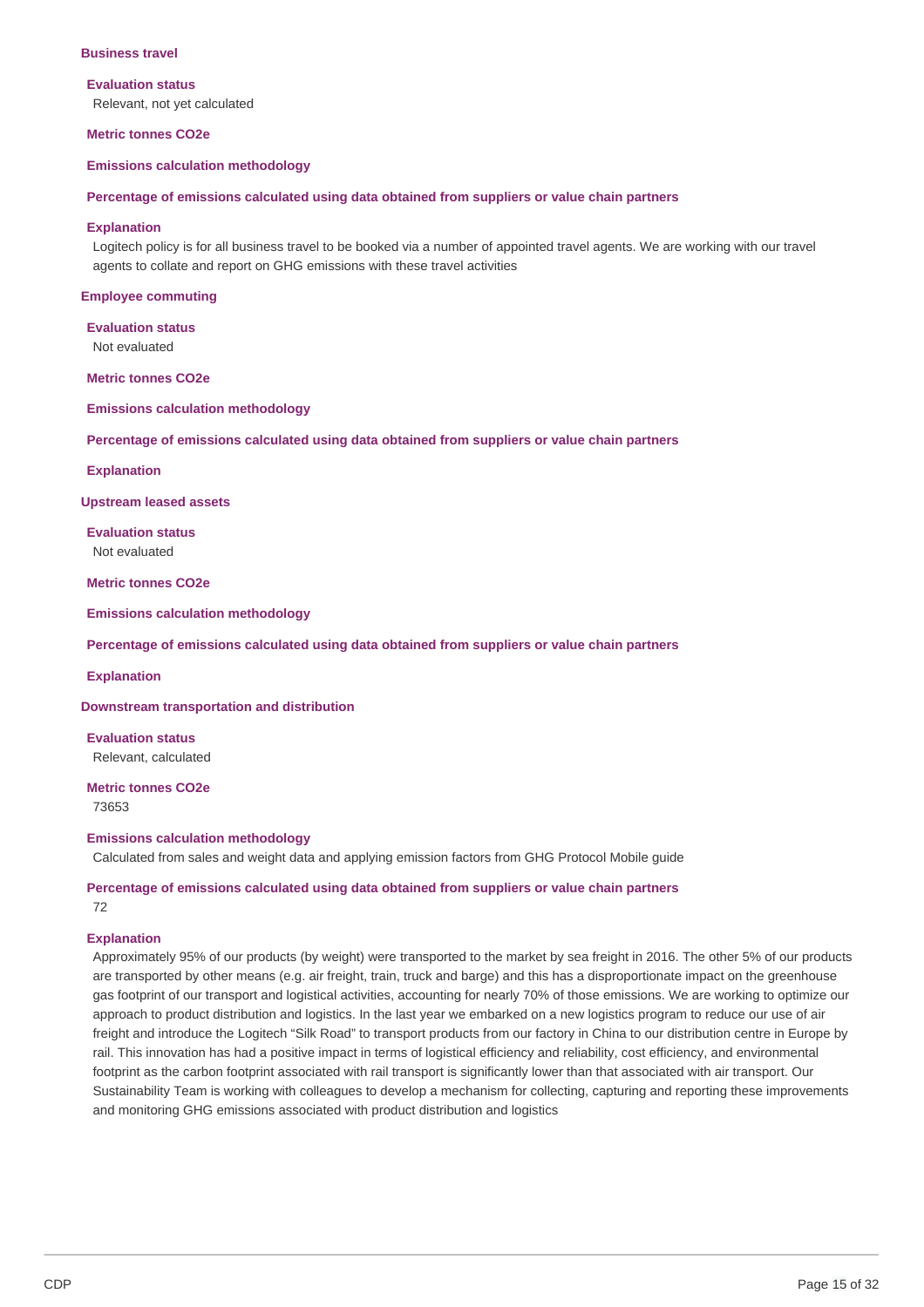### Business travel

**Evaluation status**

Relevant, not yet calculated

**Metric tonnes CO2e**

**Emissions calculation methodology**

**Percentage of emissions calculated using data obtained from suppliers or value chain partners**

**Explanation**

Logitech policy is for all business travel to be booked via a number of appointed travel agents. We are working with our travel agents to collate and report on GHG emissions with these travel activities

### Employee commuting

**Evaluation status**

Not evaluated

**Metric tonnes CO2e**

**Emissions calculation methodology**

**Percentage of emissions calculated using data obtained from suppliers or value chain partners**

**Explanation**

### Upstream leased assets

**Evaluation status**

Not evaluated

**Metric tonnes CO2e**

**Emissions calculation methodology**

**Percentage of emissions calculated using data obtained from suppliers or value chain partners**

**Explanation**

### Downstream transportation and distribution

**Evaluation status**

Relevant, calculated

**Metric tonnes CO2e**

73653

**Emissions calculation methodology**

Calculated from sales and weight data and applying emission factors from GHG Protocol Mobile guide

**Percentage of emissions calculated using data obtained from suppliers or value chain partners**

72

**Explanation**

Approximately 95% of our products (by weight) were transported to the market by sea freight in 2016. The other 5% of our products are transported by other means (e.g. air freight, train, truck and barge) and this has a disproportionate impact on the greenhouse gas footprint of our transport and logistical activities, accounting for nearly 70% of those emissions. We are working to optimize our approach to product distribution and logistics. In the last year we embarked on a new logistics program to reduce our use of air freight and introduce the Logitech "Silk Road" to transport products from our factory in China to our distribution centre in Europe by rail. This innovation has had a positive impact in terms of logistical efficiency and reliability, cost efficiency, and environmental footprint as the carbon footprint associated with rail transport is significantly lower than that associated with air transport. Our Sustainability Team is working with colleagues to develop a mechanism for collecting, capturing and reporting these improvements and monitoring GHG emissions associated with product distribution and logistics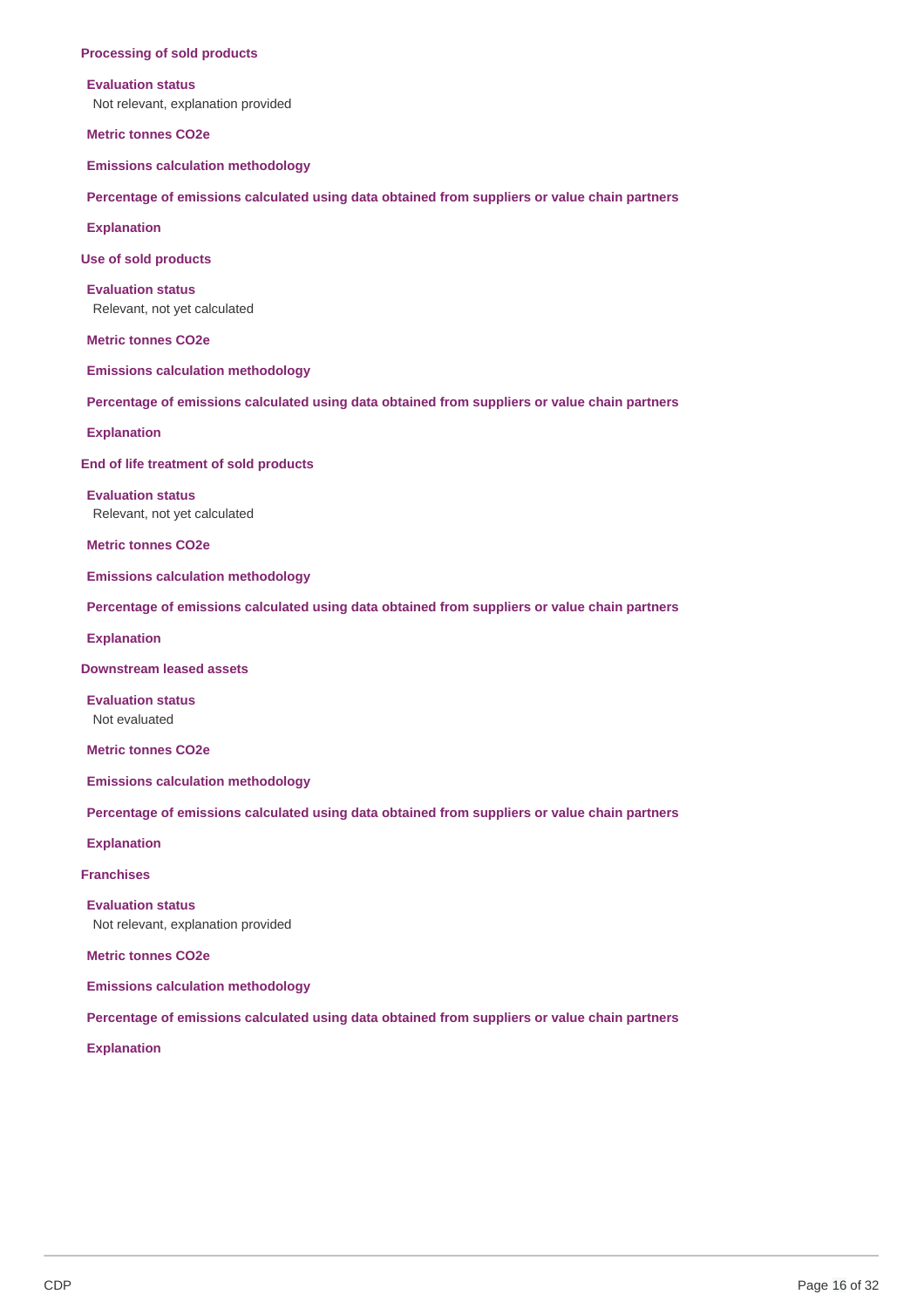**Processing of sold products**

**Evaluation status**

Not relevant, explanation provided

**Metric tonnes CO2e**

**Emissions calculation methodology**

**Percentage of emissions calculated using data obtained from suppliers or value chain partners**

**Explanation**

**Use of sold products**

**Evaluation status**

Relevant, not yet calculated

**Metric tonnes CO2e**

**Emissions calculation methodology**

**Percentage of emissions calculated using data obtained from suppliers or value chain partners**

**Explanation**

**End of life treatment of sold products**

**Evaluation status**

Relevant, not yet calculated

**Metric tonnes CO2e**

**Emissions calculation methodology**

**Percentage of emissions calculated using data obtained from suppliers or value chain partners**

**Explanation**

**Downstream leased assets**

**Evaluation status**

Not evaluated

**Metric tonnes CO2e**

**Emissions calculation methodology**

**Percentage of emissions calculated using data obtained from suppliers or value chain partners**

**Explanation**

**Franchises**

**Evaluation status**

Not relevant, explanation provided

**Metric tonnes CO2e**

**Emissions calculation methodology**

**Percentage of emissions calculated using data obtained from suppliers or value chain partners**

**Explanation**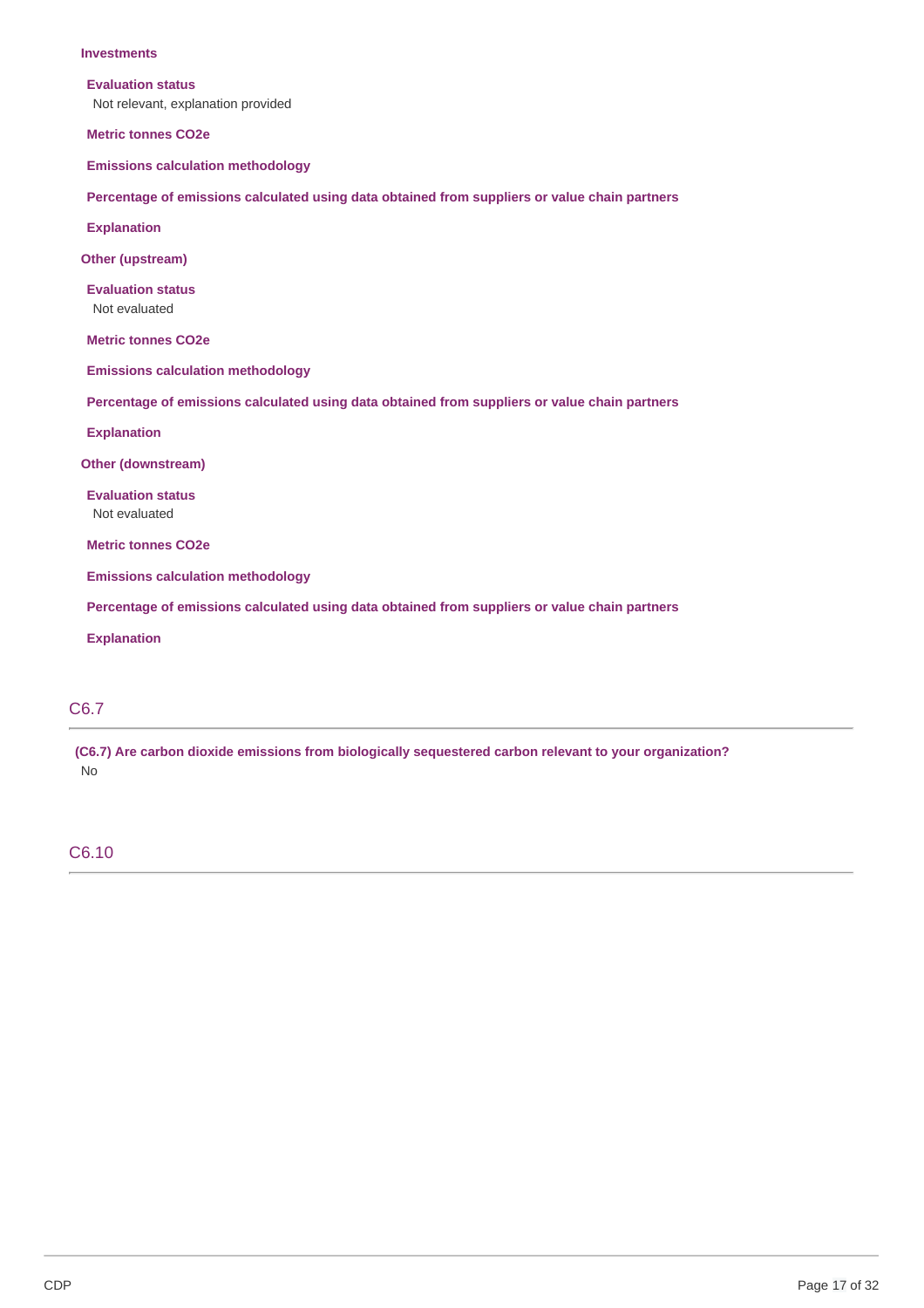**Investments**

**Evaluation status**
Not relevant, explanation provided

**Metric tonnes CO2e**

**Emissions calculation methodology**

**Percentage of emissions calculated using data obtained from suppliers or value chain partners**

**Explanation**

**Other (upstream)**

**Evaluation status**
Not evaluated

**Metric tonnes CO2e**

**Emissions calculation methodology**

**Percentage of emissions calculated using data obtained from suppliers or value chain partners**

**Explanation**

**Other (downstream)**

**Evaluation status**
Not evaluated

**Metric tonnes CO2e**

**Emissions calculation methodology**

**Percentage of emissions calculated using data obtained from suppliers or value chain partners**

**Explanation**

## C6.7

**(C6.7) Are carbon dioxide emissions from biologically sequestered carbon relevant to your organization?**
No

## C6.10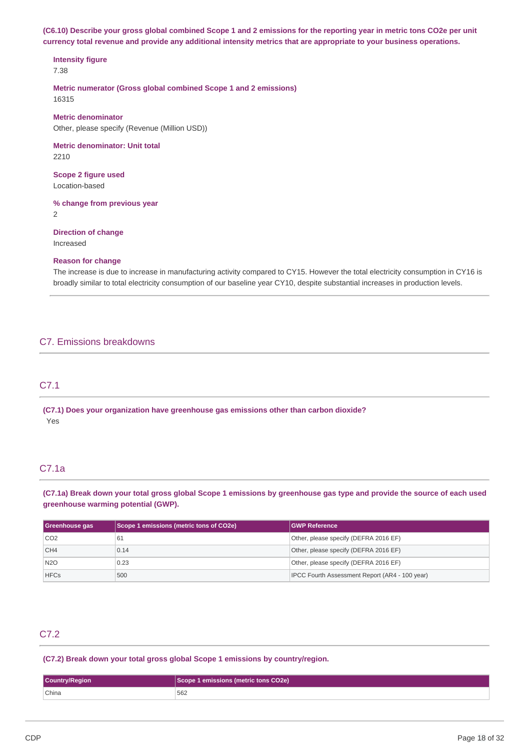**(C6.10) Describe your gross global combined Scope 1 and 2 emissions for the reporting year in metric tons CO2e per unit currency total revenue and provide any additional intensity metrics that are appropriate to your business operations.**

**Intensity figure**
7.38

**Metric numerator (Gross global combined Scope 1 and 2 emissions)**
16315

**Metric denominator**
Other, please specify (Revenue (Million USD))

**Metric denominator: Unit total**
2210

**Scope 2 figure used**
Location-based

**% change from previous year**
2

**Direction of change**
Increased

**Reason for change**
The increase is due to increase in manufacturing activity compared to CY15. However the total electricity consumption in CY16 is broadly similar to total electricity consumption of our baseline year CY10, despite substantial increases in production levels.

## C7. Emissions breakdowns

### C7.1

**(C7.1) Does your organization have greenhouse gas emissions other than carbon dioxide?**
Yes

### C7.1a

**(C7.1a) Break down your total gross global Scope 1 emissions by greenhouse gas type and provide the source of each used greenhouse warming potential (GWP).**

| Greenhouse gas | Scope 1 emissions (metric tons of CO2e) | GWP Reference |
|---|---|---|
| CO2 | 61 | Other, please specify (DEFRA 2016 EF) |
| CH4 | 0.14 | Other, please specify (DEFRA 2016 EF) |
| N2O | 0.23 | Other, please specify (DEFRA 2016 EF) |
| HFCs | 500 | IPCC Fourth Assessment Report (AR4 - 100 year) |

### C7.2

**(C7.2) Break down your total gross global Scope 1 emissions by country/region.**

| Country/Region | Scope 1 emissions (metric tons CO2e) |
|---|---|
| China | 562 |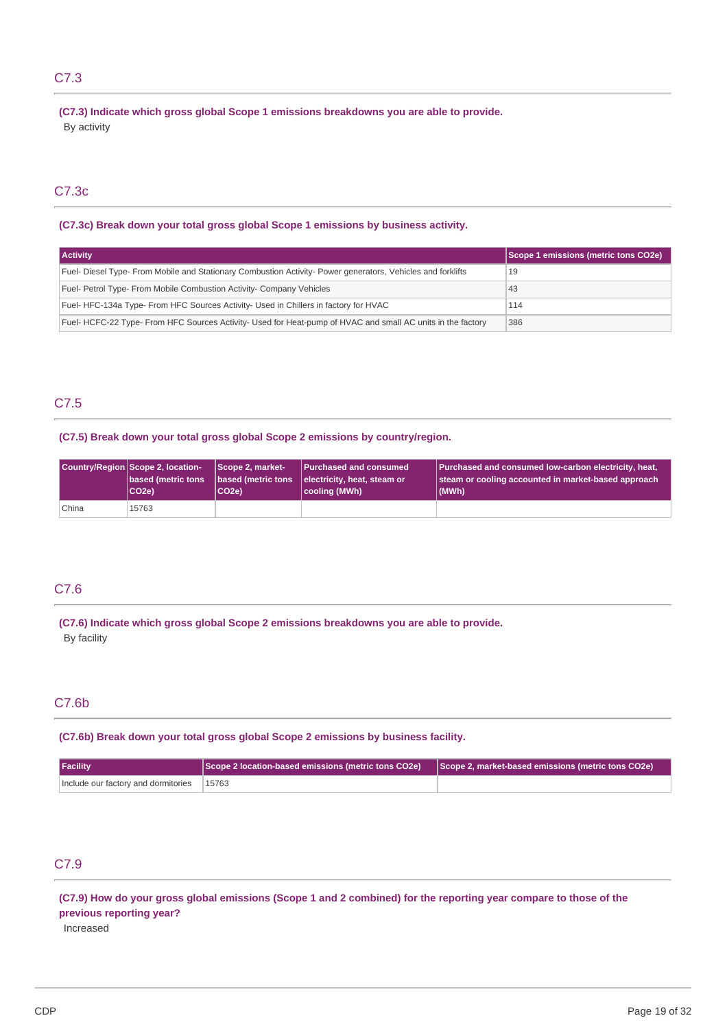## C7.3

**(C7.3) Indicate which gross global Scope 1 emissions breakdowns you are able to provide.**

By activity

## C7.3c

**(C7.3c) Break down your total gross global Scope 1 emissions by business activity.**

| Activity | Scope 1 emissions (metric tons CO2e) |
|---|---|
| Fuel- Diesel Type- From Mobile and Stationary Combustion Activity- Power generators, Vehicles and forklifts | 19 |
| Fuel- Petrol Type- From Mobile Combustion Activity- Company Vehicles | 43 |
| Fuel- HFC-134a Type- From HFC Sources Activity- Used in Chillers in factory for HVAC | 114 |
| Fuel- HCFC-22 Type- From HFC Sources Activity- Used for Heat-pump of HVAC and small AC units in the factory | 386 |

## C7.5

**(C7.5) Break down your total gross global Scope 2 emissions by country/region.**

| Country/Region | Scope 2, location-based (metric tons CO2e) | Scope 2, market-based (metric tons CO2e) | Purchased and consumed electricity, heat, steam or cooling (MWh) | Purchased and consumed low-carbon electricity, heat, steam or cooling accounted in market-based approach (MWh) |
|---|---|---|---|---|
| China | 15763 | | | |

## C7.6

**(C7.6) Indicate which gross global Scope 2 emissions breakdowns you are able to provide.**

By facility

## C7.6b

**(C7.6b) Break down your total gross global Scope 2 emissions by business facility.**

| Facility | Scope 2 location-based emissions (metric tons CO2e) | Scope 2, market-based emissions (metric tons CO2e) |
|---|---|---|
| Include our factory and dormitories | 15763 | |

## C7.9

**(C7.9) How do your gross global emissions (Scope 1 and 2 combined) for the reporting year compare to those of the previous reporting year?**

Increased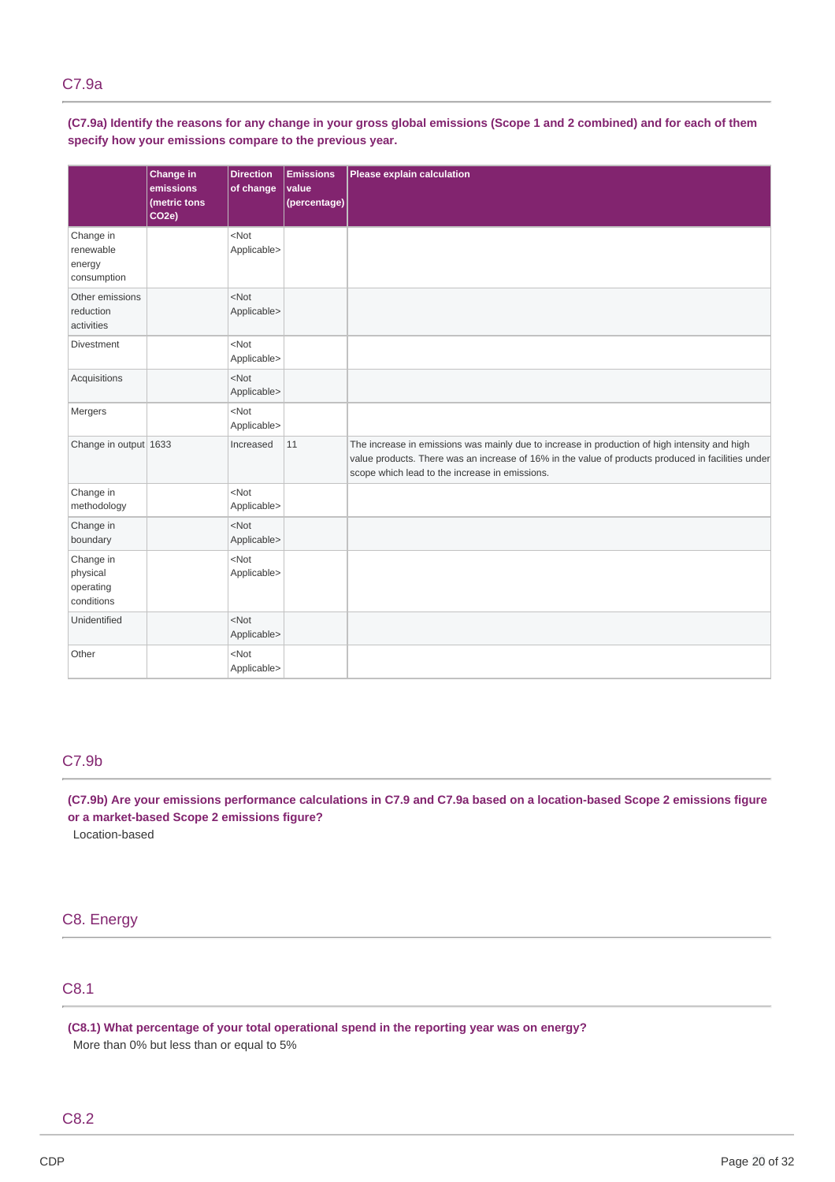## C7.9a

**(C7.9a) Identify the reasons for any change in your gross global emissions (Scope 1 and 2 combined) and for each of them specify how your emissions compare to the previous year.**

| | Change in emissions (metric tons CO2e) | Direction of change | Emissions value (percentage) | Please explain calculation |
|---|---|---|---|---|
| Change in renewable energy consumption | | <Not Applicable> | | |
| Other emissions reduction activities | | <Not Applicable> | | |
| Divestment | | <Not Applicable> | | |
| Acquisitions | | <Not Applicable> | | |
| Mergers | | <Not Applicable> | | |
| Change in output | 1633 | Increased | 11 | The increase in emissions was mainly due to increase in production of high intensity and high value products. There was an increase of 16% in the value of products produced in facilities under scope which lead to the increase in emissions. |
| Change in methodology | | <Not Applicable> | | |
| Change in boundary | | <Not Applicable> | | |
| Change in physical operating conditions | | <Not Applicable> | | |
| Unidentified | | <Not Applicable> | | |
| Other | | <Not Applicable> | | |

## C7.9b

**(C7.9b) Are your emissions performance calculations in C7.9 and C7.9a based on a location-based Scope 2 emissions figure or a market-based Scope 2 emissions figure?**

Location-based

# C8. Energy

## C8.1

**(C8.1) What percentage of your total operational spend in the reporting year was on energy?**

More than 0% but less than or equal to 5%

## C8.2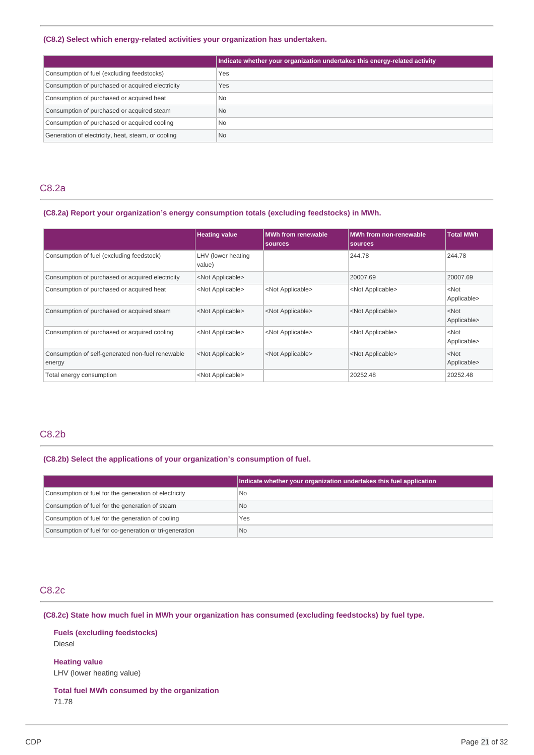### (C8.2) Select which energy-related activities your organization has undertaken.

| | Indicate whether your organization undertakes this energy-related activity |
|---|---|
| Consumption of fuel (excluding feedstocks) | Yes |
| Consumption of purchased or acquired electricity | Yes |
| Consumption of purchased or acquired heat | No |
| Consumption of purchased or acquired steam | No |
| Consumption of purchased or acquired cooling | No |
| Generation of electricity, heat, steam, or cooling | No |

## C8.2a

### (C8.2a) Report your organization's energy consumption totals (excluding feedstocks) in MWh.

| | Heating value | MWh from renewable sources | MWh from non-renewable sources | Total MWh |
|---|---|---|---|---|
| Consumption of fuel (excluding feedstock) | LHV (lower heating value) | | 244.78 | 244.78 |
| Consumption of purchased or acquired electricity | <Not Applicable> | | 20007.69 | 20007.69 |
| Consumption of purchased or acquired heat | <Not Applicable> | <Not Applicable> | <Not Applicable> | <Not Applicable> |
| Consumption of purchased or acquired steam | <Not Applicable> | <Not Applicable> | <Not Applicable> | <Not Applicable> |
| Consumption of purchased or acquired cooling | <Not Applicable> | <Not Applicable> | <Not Applicable> | <Not Applicable> |
| Consumption of self-generated non-fuel renewable energy | <Not Applicable> | <Not Applicable> | <Not Applicable> | <Not Applicable> |
| Total energy consumption | <Not Applicable> | | 20252.48 | 20252.48 |

## C8.2b

### (C8.2b) Select the applications of your organization's consumption of fuel.

| | Indicate whether your organization undertakes this fuel application |
|---|---|
| Consumption of fuel for the generation of electricity | No |
| Consumption of fuel for the generation of steam | No |
| Consumption of fuel for the generation of cooling | Yes |
| Consumption of fuel for co-generation or tri-generation | No |

## C8.2c

### (C8.2c) State how much fuel in MWh your organization has consumed (excluding feedstocks) by fuel type.

**Fuels (excluding feedstocks)**
Diesel

**Heating value**
LHV (lower heating value)

**Total fuel MWh consumed by the organization**
71.78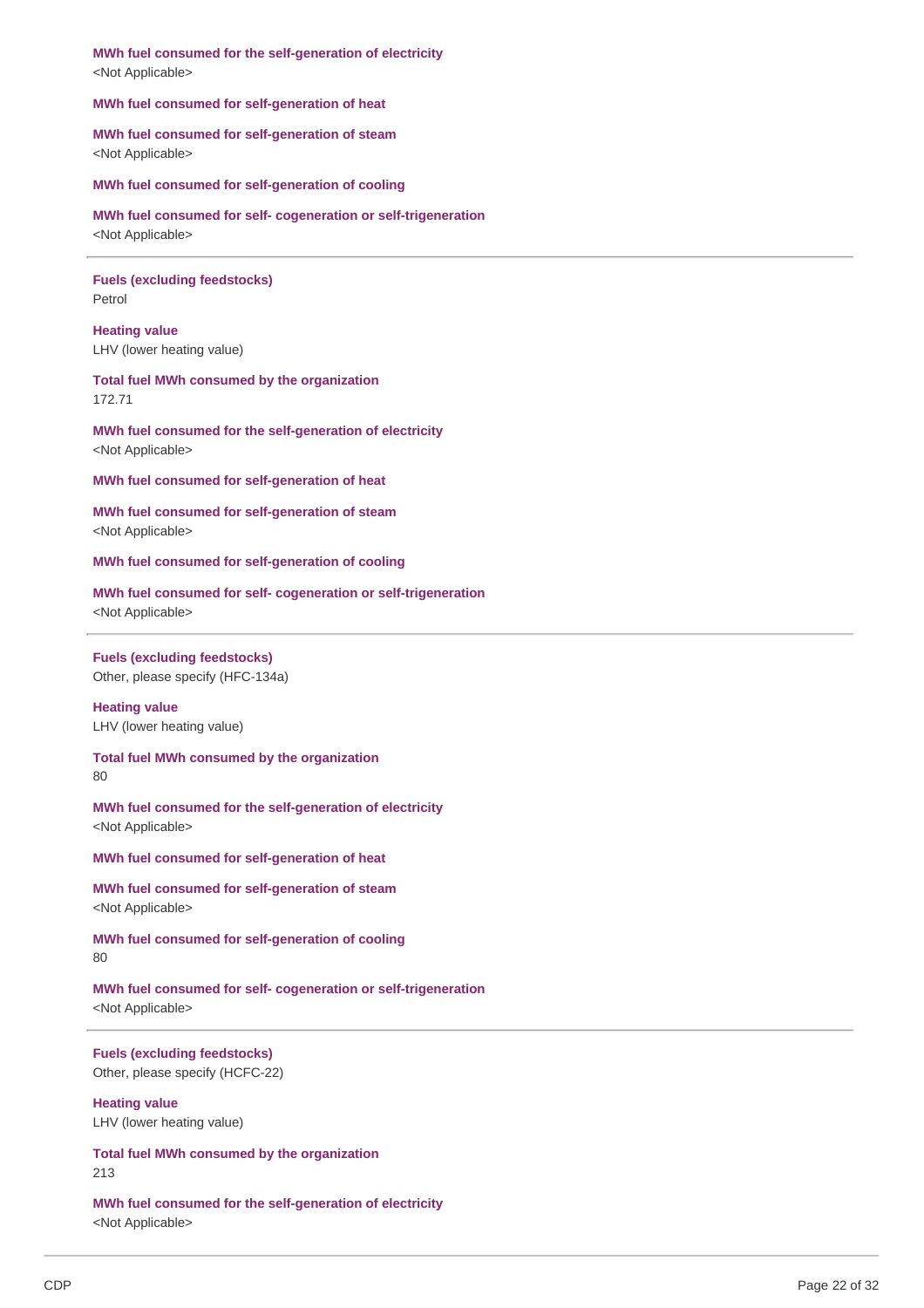**MWh fuel consumed for the self-generation of electricity**
<Not Applicable>

**MWh fuel consumed for self-generation of heat**

**MWh fuel consumed for self-generation of steam**
<Not Applicable>

**MWh fuel consumed for self-generation of cooling**

**MWh fuel consumed for self- cogeneration or self-trigeneration**
<Not Applicable>

---

**Fuels (excluding feedstocks)**
Petrol

**Heating value**
LHV (lower heating value)

**Total fuel MWh consumed by the organization**
172.71

**MWh fuel consumed for the self-generation of electricity**
<Not Applicable>

**MWh fuel consumed for self-generation of heat**

**MWh fuel consumed for self-generation of steam**
<Not Applicable>

**MWh fuel consumed for self-generation of cooling**

**MWh fuel consumed for self- cogeneration or self-trigeneration**
<Not Applicable>

---

**Fuels (excluding feedstocks)**
Other, please specify (HFC-134a)

**Heating value**
LHV (lower heating value)

**Total fuel MWh consumed by the organization**
80

**MWh fuel consumed for the self-generation of electricity**
<Not Applicable>

**MWh fuel consumed for self-generation of heat**

**MWh fuel consumed for self-generation of steam**
<Not Applicable>

**MWh fuel consumed for self-generation of cooling**
80

**MWh fuel consumed for self- cogeneration or self-trigeneration**
<Not Applicable>

---

**Fuels (excluding feedstocks)**
Other, please specify (HCFC-22)

**Heating value**
LHV (lower heating value)

**Total fuel MWh consumed by the organization**
213

**MWh fuel consumed for the self-generation of electricity**
<Not Applicable>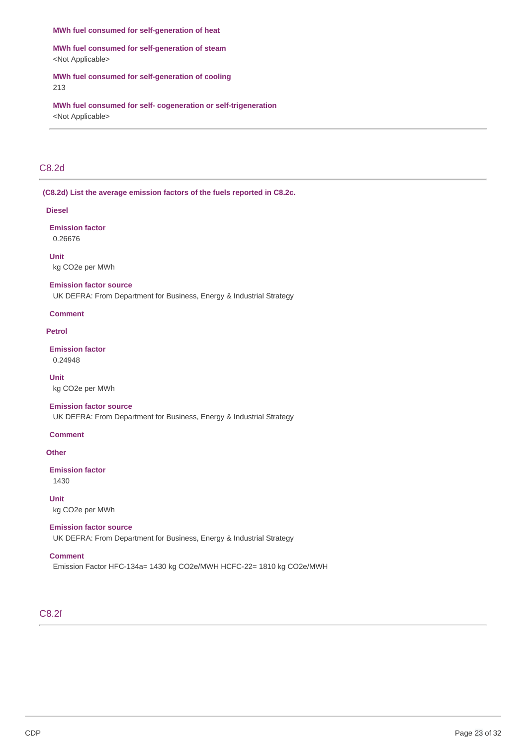**MWh fuel consumed for self-generation of heat**

**MWh fuel consumed for self-generation of steam**
<Not Applicable>

**MWh fuel consumed for self-generation of cooling**
213

**MWh fuel consumed for self- cogeneration or self-trigeneration**
<Not Applicable>

## C8.2d

**(C8.2d) List the average emission factors of the fuels reported in C8.2c.**

**Diesel**

**Emission factor**
0.26676

**Unit**
kg CO2e per MWh

**Emission factor source**
UK DEFRA: From Department for Business, Energy & Industrial Strategy

**Comment**

**Petrol**

**Emission factor**
0.24948

**Unit**
kg CO2e per MWh

**Emission factor source**
UK DEFRA: From Department for Business, Energy & Industrial Strategy

**Comment**

**Other**

**Emission factor**
1430

**Unit**
kg CO2e per MWh

**Emission factor source**
UK DEFRA: From Department for Business, Energy & Industrial Strategy

**Comment**
Emission Factor HFC-134a= 1430 kg CO2e/MWH HCFC-22= 1810 kg CO2e/MWH

## C8.2f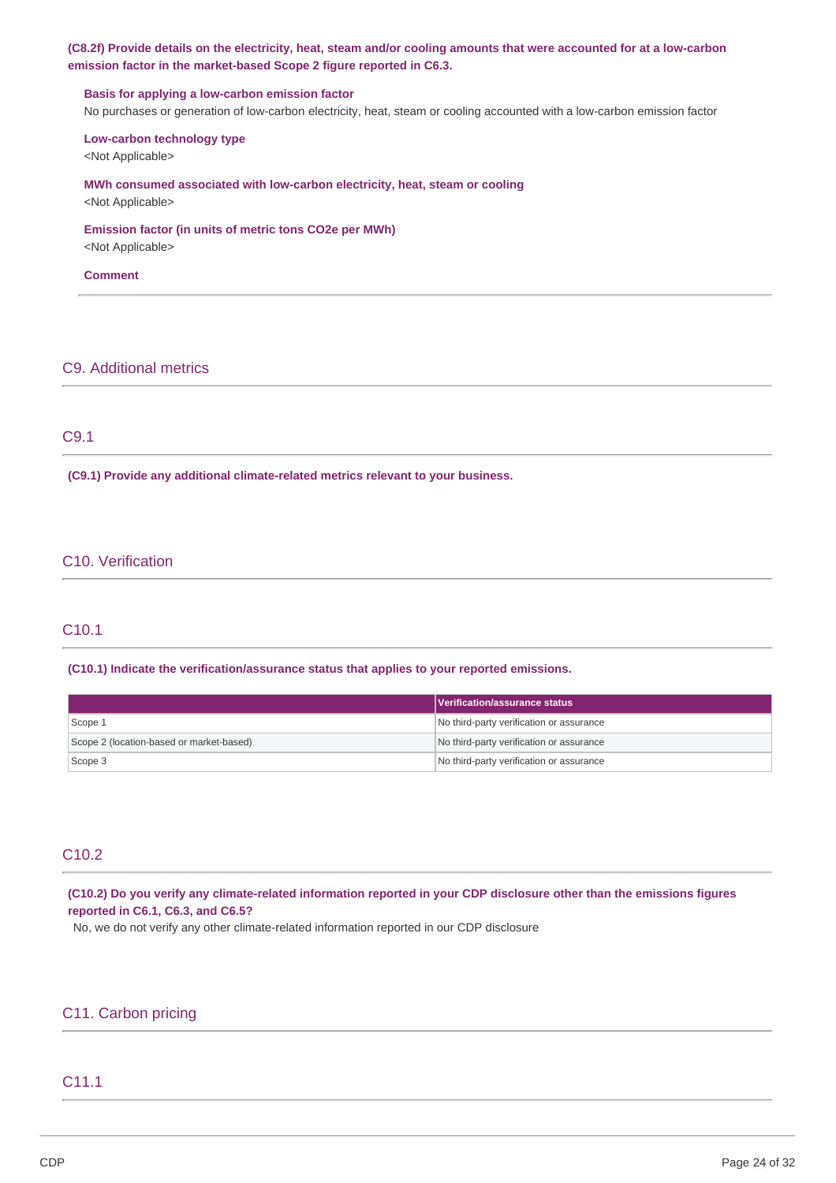**(C8.2f) Provide details on the electricity, heat, steam and/or cooling amounts that were accounted for at a low-carbon emission factor in the market-based Scope 2 figure reported in C6.3.**

**Basis for applying a low-carbon emission factor**
No purchases or generation of low-carbon electricity, heat, steam or cooling accounted with a low-carbon emission factor

**Low-carbon technology type**
<Not Applicable>

**MWh consumed associated with low-carbon electricity, heat, steam or cooling**
<Not Applicable>

**Emission factor (in units of metric tons CO2e per MWh)**
<Not Applicable>

**Comment**

## C9. Additional metrics

### C9.1

**(C9.1) Provide any additional climate-related metrics relevant to your business.**

## C10. Verification

### C10.1

**(C10.1) Indicate the verification/assurance status that applies to your reported emissions.**

| | Verification/assurance status |
|---|---|
| Scope 1 | No third-party verification or assurance |
| Scope 2 (location-based or market-based) | No third-party verification or assurance |
| Scope 3 | No third-party verification or assurance |

### C10.2

**(C10.2) Do you verify any climate-related information reported in your CDP disclosure other than the emissions figures reported in C6.1, C6.3, and C6.5?**
No, we do not verify any other climate-related information reported in our CDP disclosure

## C11. Carbon pricing

### C11.1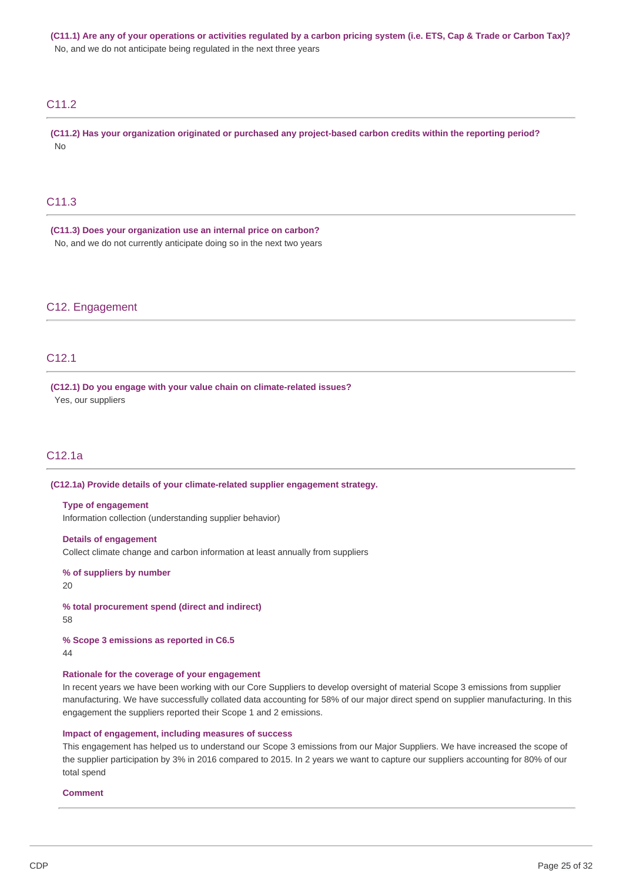**(C11.1) Are any of your operations or activities regulated by a carbon pricing system (i.e. ETS, Cap & Trade or Carbon Tax)?**

No, and we do not anticipate being regulated in the next three years

## C11.2

**(C11.2) Has your organization originated or purchased any project-based carbon credits within the reporting period?**

No

## C11.3

**(C11.3) Does your organization use an internal price on carbon?**

No, and we do not currently anticipate doing so in the next two years

# C12. Engagement

## C12.1

**(C12.1) Do you engage with your value chain on climate-related issues?**

Yes, our suppliers

## C12.1a

**(C12.1a) Provide details of your climate-related supplier engagement strategy.**

**Type of engagement**

Information collection (understanding supplier behavior)

**Details of engagement**

Collect climate change and carbon information at least annually from suppliers

**% of suppliers by number**

20

**% total procurement spend (direct and indirect)**

58

**% Scope 3 emissions as reported in C6.5**

44

**Rationale for the coverage of your engagement**

In recent years we have been working with our Core Suppliers to develop oversight of material Scope 3 emissions from supplier manufacturing. We have successfully collated data accounting for 58% of our major direct spend on supplier manufacturing. In this engagement the suppliers reported their Scope 1 and 2 emissions.

**Impact of engagement, including measures of success**

This engagement has helped us to understand our Scope 3 emissions from our Major Suppliers. We have increased the scope of the supplier participation by 3% in 2016 compared to 2015. In 2 years we want to capture our suppliers accounting for 80% of our total spend

**Comment**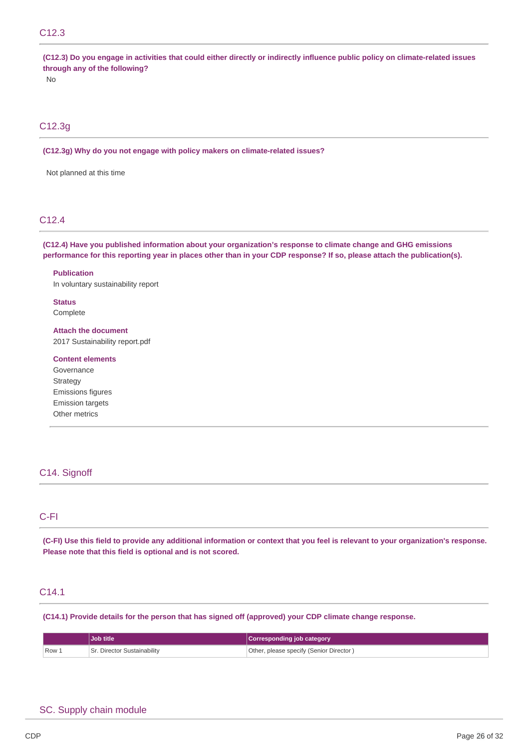## C12.3

**(C12.3) Do you engage in activities that could either directly or indirectly influence public policy on climate-related issues through any of the following?**

No

## C12.3g

**(C12.3g) Why do you not engage with policy makers on climate-related issues?**

Not planned at this time

## C12.4

**(C12.4) Have you published information about your organization's response to climate change and GHG emissions performance for this reporting year in places other than in your CDP response? If so, please attach the publication(s).**

**Publication**

In voluntary sustainability report

**Status**

Complete

**Attach the document**

2017 Sustainability report.pdf

**Content elements**

Governance
Strategy
Emissions figures
Emission targets
Other metrics

# C14. Signoff

## C-FI

**(C-FI) Use this field to provide any additional information or context that you feel is relevant to your organization's response. Please note that this field is optional and is not scored.**

## C14.1

**(C14.1) Provide details for the person that has signed off (approved) your CDP climate change response.**

| | Job title | Corresponding job category |
|---|---|---|
| Row 1 | Sr. Director Sustainability | Other, please specify (Senior Director ) |

# SC. Supply chain module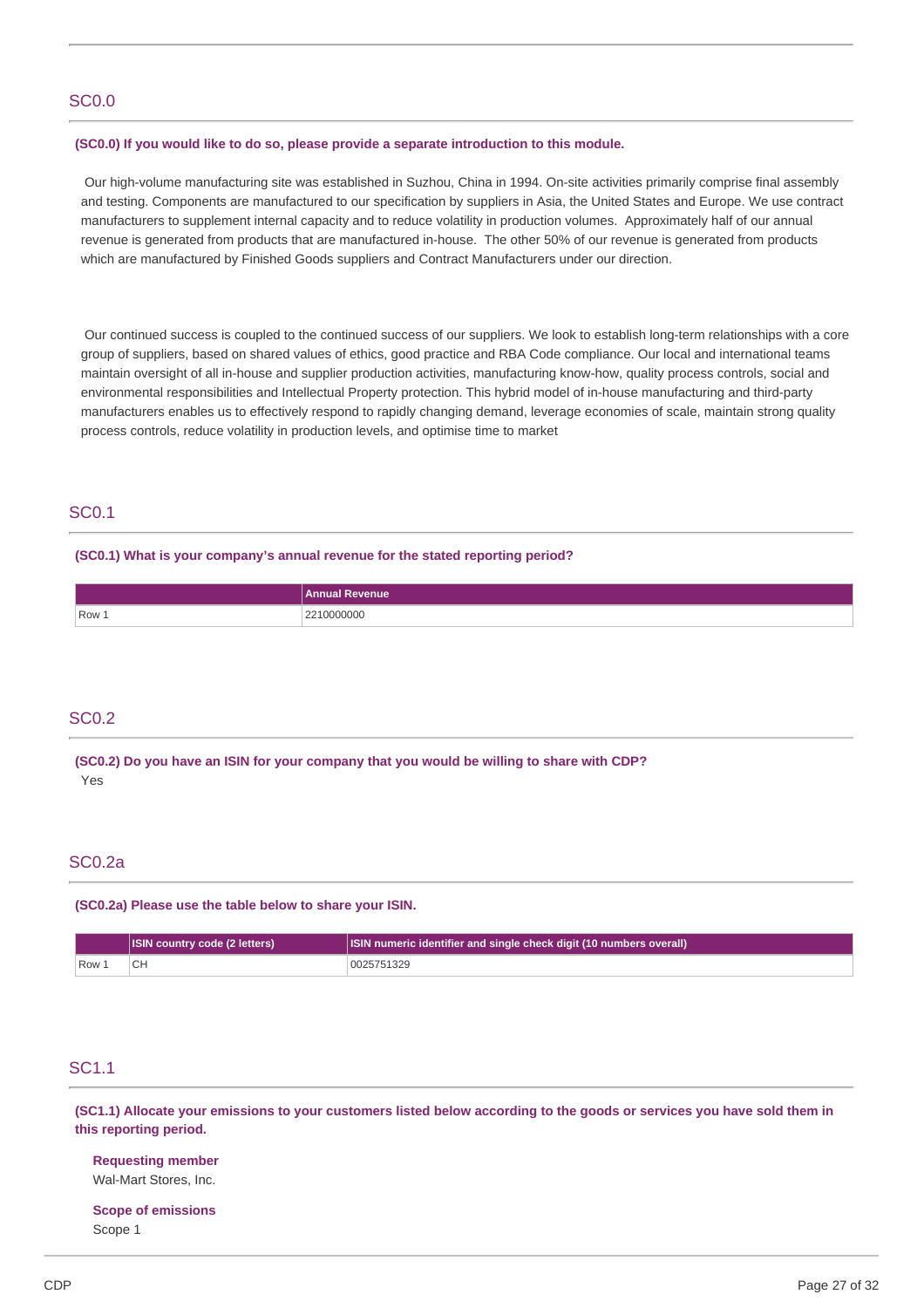## SC0.0

**(SC0.0) If you would like to do so, please provide a separate introduction to this module.**

Our high-volume manufacturing site was established in Suzhou, China in 1994. On-site activities primarily comprise final assembly and testing. Components are manufactured to our specification by suppliers in Asia, the United States and Europe. We use contract manufacturers to supplement internal capacity and to reduce volatility in production volumes. Approximately half of our annual revenue is generated from products that are manufactured in-house. The other 50% of our revenue is generated from products which are manufactured by Finished Goods suppliers and Contract Manufacturers under our direction.

Our continued success is coupled to the continued success of our suppliers. We look to establish long-term relationships with a core group of suppliers, based on shared values of ethics, good practice and RBA Code compliance. Our local and international teams maintain oversight of all in-house and supplier production activities, manufacturing know-how, quality process controls, social and environmental responsibilities and Intellectual Property protection. This hybrid model of in-house manufacturing and third-party manufacturers enables us to effectively respond to rapidly changing demand, leverage economies of scale, maintain strong quality process controls, reduce volatility in production levels, and optimise time to market

## SC0.1

**(SC0.1) What is your company's annual revenue for the stated reporting period?**

| | Annual Revenue |
|---|---|
| Row 1 | 2210000000 |

## SC0.2

**(SC0.2) Do you have an ISIN for your company that you would be willing to share with CDP?**

Yes

## SC0.2a

**(SC0.2a) Please use the table below to share your ISIN.**

| | ISIN country code (2 letters) | ISIN numeric identifier and single check digit (10 numbers overall) |
|---|---|---|
| Row 1 | CH | 0025751329 |

## SC1.1

**(SC1.1) Allocate your emissions to your customers listed below according to the goods or services you have sold them in this reporting period.**

**Requesting member**

Wal-Mart Stores, Inc.

**Scope of emissions**

Scope 1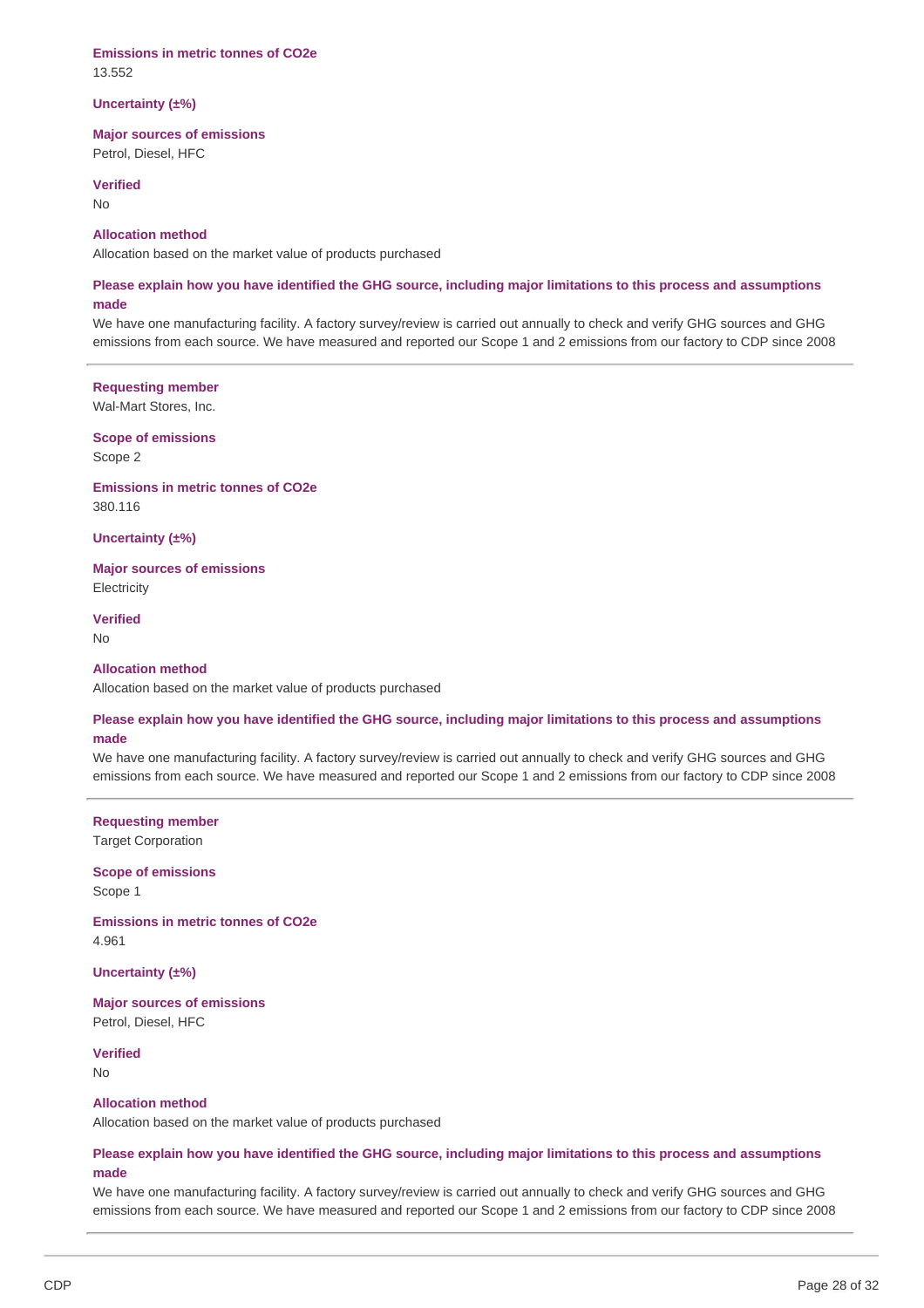**Emissions in metric tonnes of CO2e**
13.552

**Uncertainty (±%)**

**Major sources of emissions**
Petrol, Diesel, HFC

**Verified**
No

**Allocation method**
Allocation based on the market value of products purchased

**Please explain how you have identified the GHG source, including major limitations to this process and assumptions made**
We have one manufacturing facility. A factory survey/review is carried out annually to check and verify GHG sources and GHG emissions from each source. We have measured and reported our Scope 1 and 2 emissions from our factory to CDP since 2008

---

**Requesting member**
Wal-Mart Stores, Inc.

**Scope of emissions**
Scope 2

**Emissions in metric tonnes of CO2e**
380.116

**Uncertainty (±%)**

**Major sources of emissions**
Electricity

**Verified**
No

**Allocation method**
Allocation based on the market value of products purchased

**Please explain how you have identified the GHG source, including major limitations to this process and assumptions made**
We have one manufacturing facility. A factory survey/review is carried out annually to check and verify GHG sources and GHG emissions from each source. We have measured and reported our Scope 1 and 2 emissions from our factory to CDP since 2008

---

**Requesting member**
Target Corporation

**Scope of emissions**
Scope 1

**Emissions in metric tonnes of CO2e**
4.961

**Uncertainty (±%)**

**Major sources of emissions**
Petrol, Diesel, HFC

**Verified**
No

**Allocation method**
Allocation based on the market value of products purchased

**Please explain how you have identified the GHG source, including major limitations to this process and assumptions made**
We have one manufacturing facility. A factory survey/review is carried out annually to check and verify GHG sources and GHG emissions from each source. We have measured and reported our Scope 1 and 2 emissions from our factory to CDP since 2008

---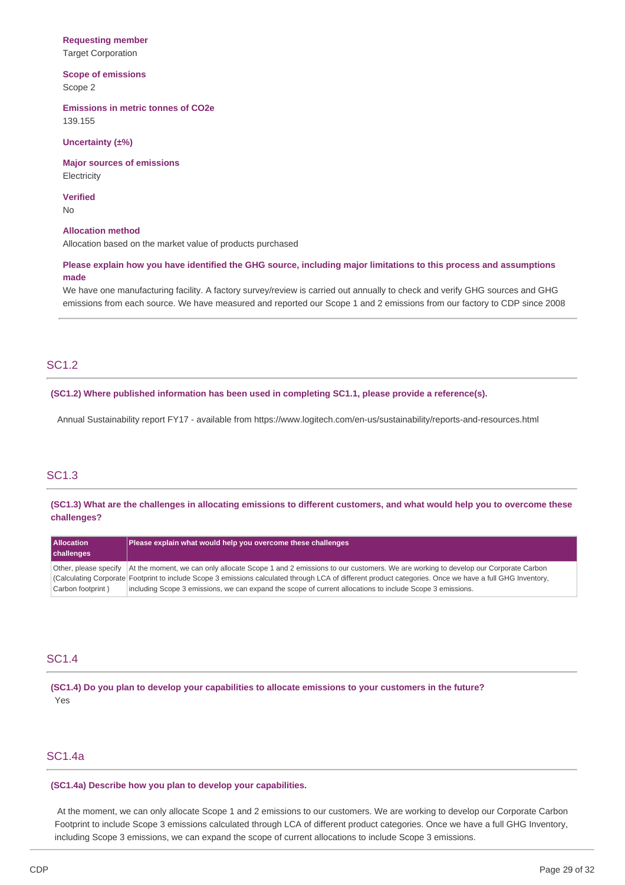**Requesting member**
Target Corporation

**Scope of emissions**
Scope 2

**Emissions in metric tonnes of CO2e**
139.155

**Uncertainty (±%)**

**Major sources of emissions**
Electricity

**Verified**
No

**Allocation method**
Allocation based on the market value of products purchased

**Please explain how you have identified the GHG source, including major limitations to this process and assumptions made**
We have one manufacturing facility. A factory survey/review is carried out annually to check and verify GHG sources and GHG emissions from each source. We have measured and reported our Scope 1 and 2 emissions from our factory to CDP since 2008

## SC1.2

**(SC1.2) Where published information has been used in completing SC1.1, please provide a reference(s).**

Annual Sustainability report FY17 - available from https://www.logitech.com/en-us/sustainability/reports-and-resources.html

## SC1.3

**(SC1.3) What are the challenges in allocating emissions to different customers, and what would help you to overcome these challenges?**

| Allocation challenges | Please explain what would help you overcome these challenges |
|---|---|
| Other, please specify (Calculating Corporate Carbon footprint ) | At the moment, we can only allocate Scope 1 and 2 emissions to our customers. We are working to develop our Corporate Carbon Footprint to include Scope 3 emissions calculated through LCA of different product categories. Once we have a full GHG Inventory, including Scope 3 emissions, we can expand the scope of current allocations to include Scope 3 emissions. |

## SC1.4

**(SC1.4) Do you plan to develop your capabilities to allocate emissions to your customers in the future?**
Yes

## SC1.4a

**(SC1.4a) Describe how you plan to develop your capabilities.**

At the moment, we can only allocate Scope 1 and 2 emissions to our customers. We are working to develop our Corporate Carbon Footprint to include Scope 3 emissions calculated through LCA of different product categories. Once we have a full GHG Inventory, including Scope 3 emissions, we can expand the scope of current allocations to include Scope 3 emissions.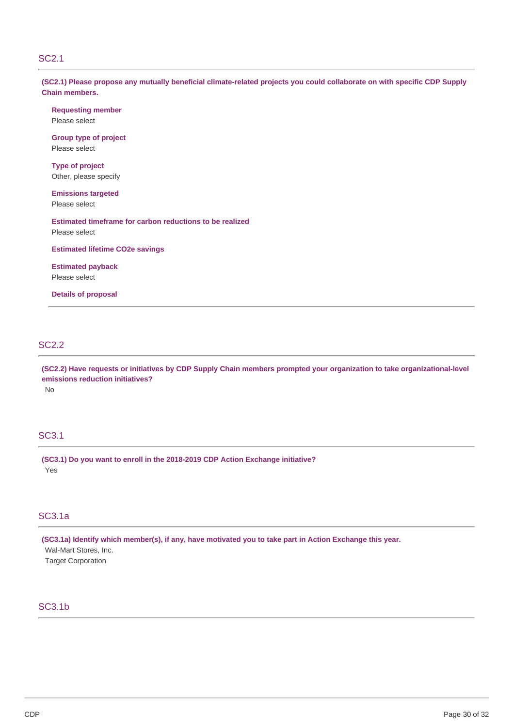## SC2.1

**(SC2.1) Please propose any mutually beneficial climate-related projects you could collaborate on with specific CDP Supply Chain members.**

**Requesting member**
Please select

**Group type of project**
Please select

**Type of project**
Other, please specify

**Emissions targeted**
Please select

**Estimated timeframe for carbon reductions to be realized**
Please select

**Estimated lifetime CO2e savings**

**Estimated payback**
Please select

**Details of proposal**

## SC2.2

**(SC2.2) Have requests or initiatives by CDP Supply Chain members prompted your organization to take organizational-level emissions reduction initiatives?**
No

## SC3.1

**(SC3.1) Do you want to enroll in the 2018-2019 CDP Action Exchange initiative?**
Yes

## SC3.1a

**(SC3.1a) Identify which member(s), if any, have motivated you to take part in Action Exchange this year.**
Wal-Mart Stores, Inc.
Target Corporation

## SC3.1b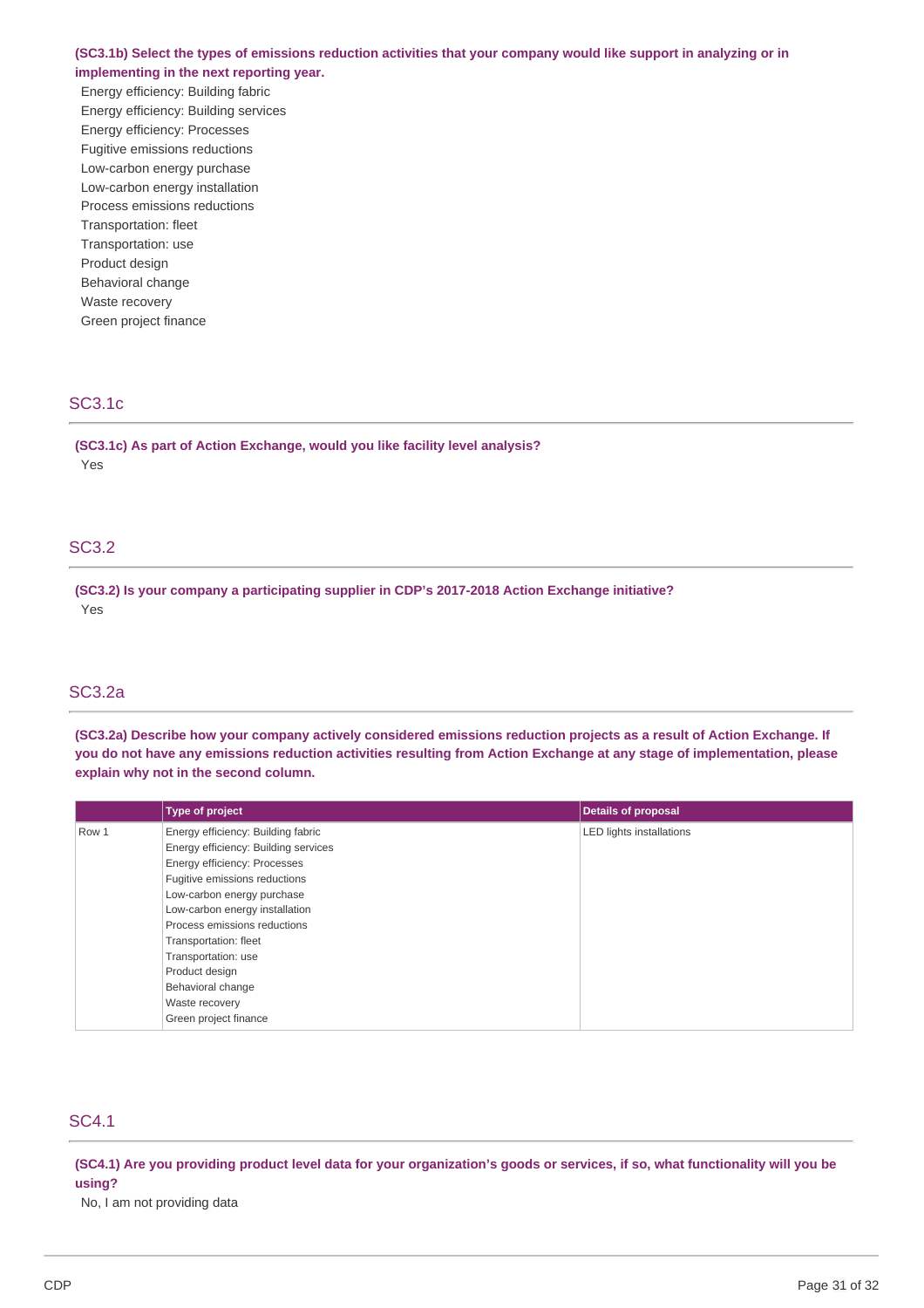**(SC3.1b) Select the types of emissions reduction activities that your company would like support in analyzing or in implementing in the next reporting year.**

Energy efficiency: Building fabric
Energy efficiency: Building services
Energy efficiency: Processes
Fugitive emissions reductions
Low-carbon energy purchase
Low-carbon energy installation
Process emissions reductions
Transportation: fleet
Transportation: use
Product design
Behavioral change
Waste recovery
Green project finance

## SC3.1c

**(SC3.1c) As part of Action Exchange, would you like facility level analysis?**

Yes

## SC3.2

**(SC3.2) Is your company a participating supplier in CDP's 2017-2018 Action Exchange initiative?**

Yes

## SC3.2a

**(SC3.2a) Describe how your company actively considered emissions reduction projects as a result of Action Exchange. If you do not have any emissions reduction activities resulting from Action Exchange at any stage of implementation, please explain why not in the second column.**

| | Type of project | Details of proposal |
|---|---|---|
| Row 1 | Energy efficiency: Building fabric<br>Energy efficiency: Building services<br>Energy efficiency: Processes<br>Fugitive emissions reductions<br>Low-carbon energy purchase<br>Low-carbon energy installation<br>Process emissions reductions<br>Transportation: fleet<br>Transportation: use<br>Product design<br>Behavioral change<br>Waste recovery<br>Green project finance | LED lights installations |

## SC4.1

**(SC4.1) Are you providing product level data for your organization's goods or services, if so, what functionality will you be using?**

No, I am not providing data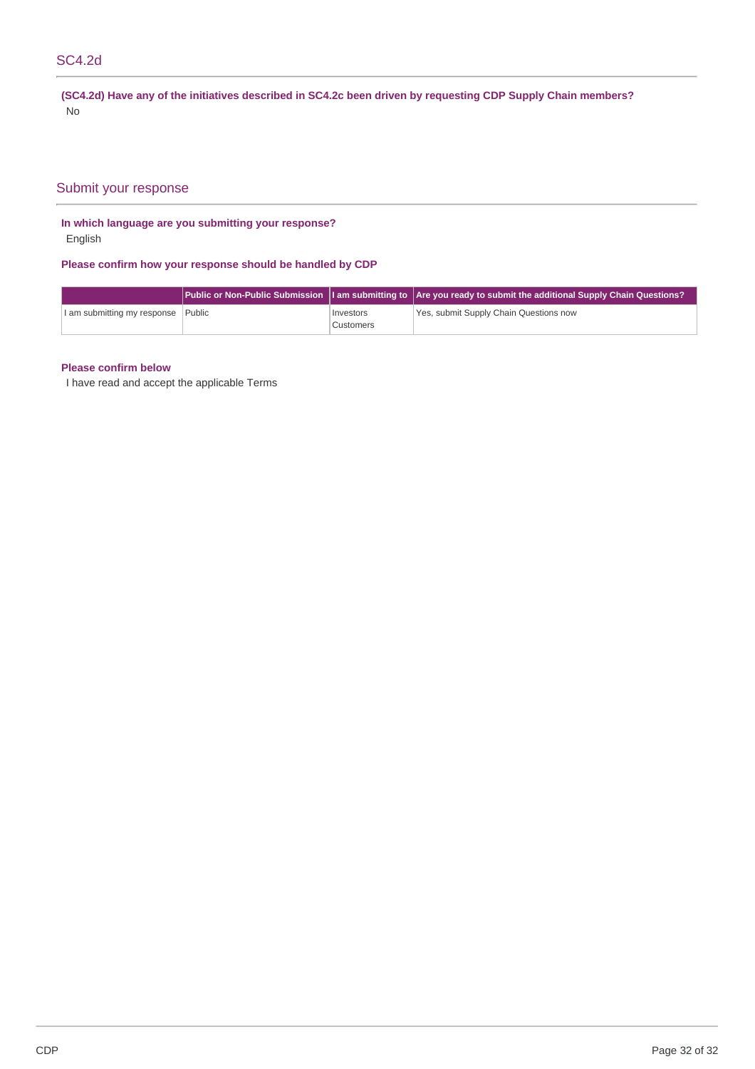## SC4.2d

**(SC4.2d) Have any of the initiatives described in SC4.2c been driven by requesting CDP Supply Chain members?**

No

## Submit your response

**In which language are you submitting your response?**

English

**Please confirm how your response should be handled by CDP**

| | Public or Non-Public Submission | I am submitting to | Are you ready to submit the additional Supply Chain Questions? |
|---|---|---|---|
| I am submitting my response | Public | Investors<br>Customers | Yes, submit Supply Chain Questions now |

**Please confirm below**

I have read and accept the applicable Terms